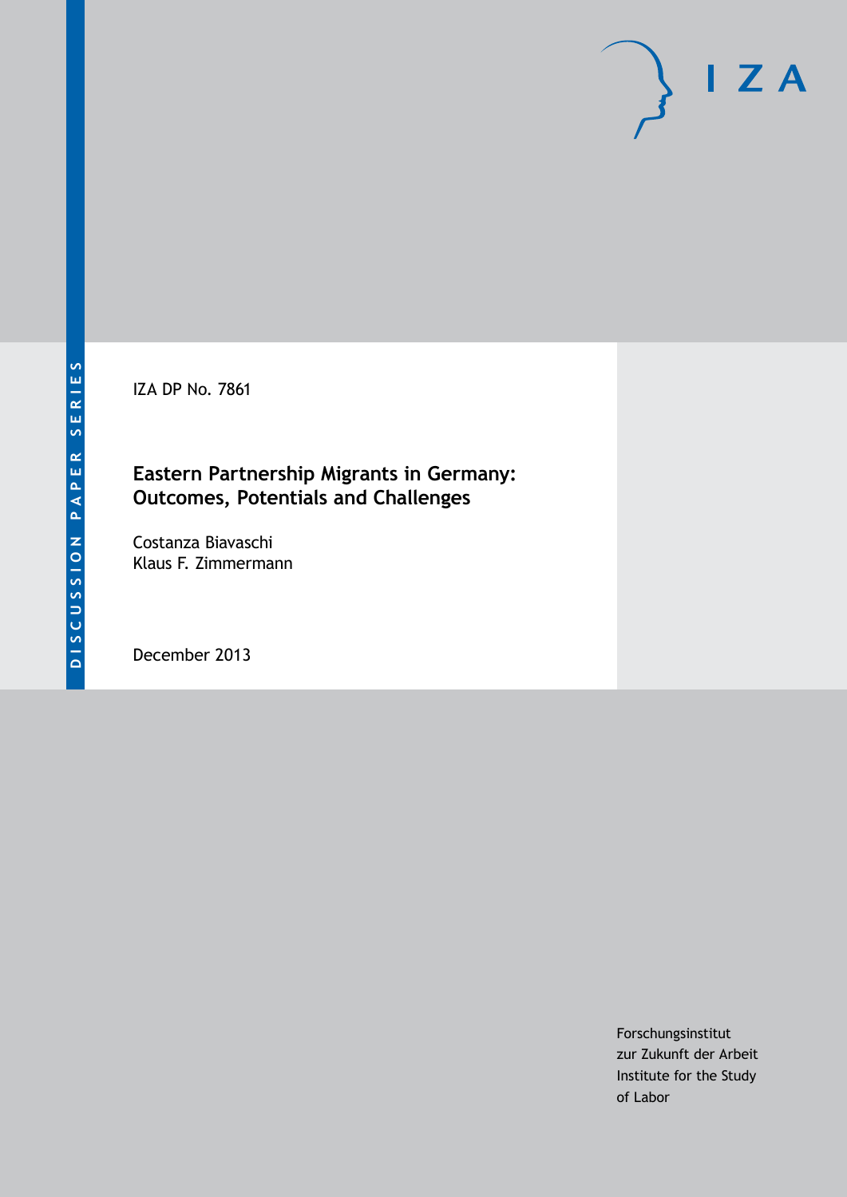DISCUSSION PAPER SERIES

IZA

IZA DP No. 7861

# Eastern Partnership Migrants in Germany: Outcomes, Potentials and Challenges

Costanza Biavaschi
Klaus F. Zimmermann

December 2013

Forschungsinstitut
zur Zukunft der Arbeit
Institute for the Study
of Labor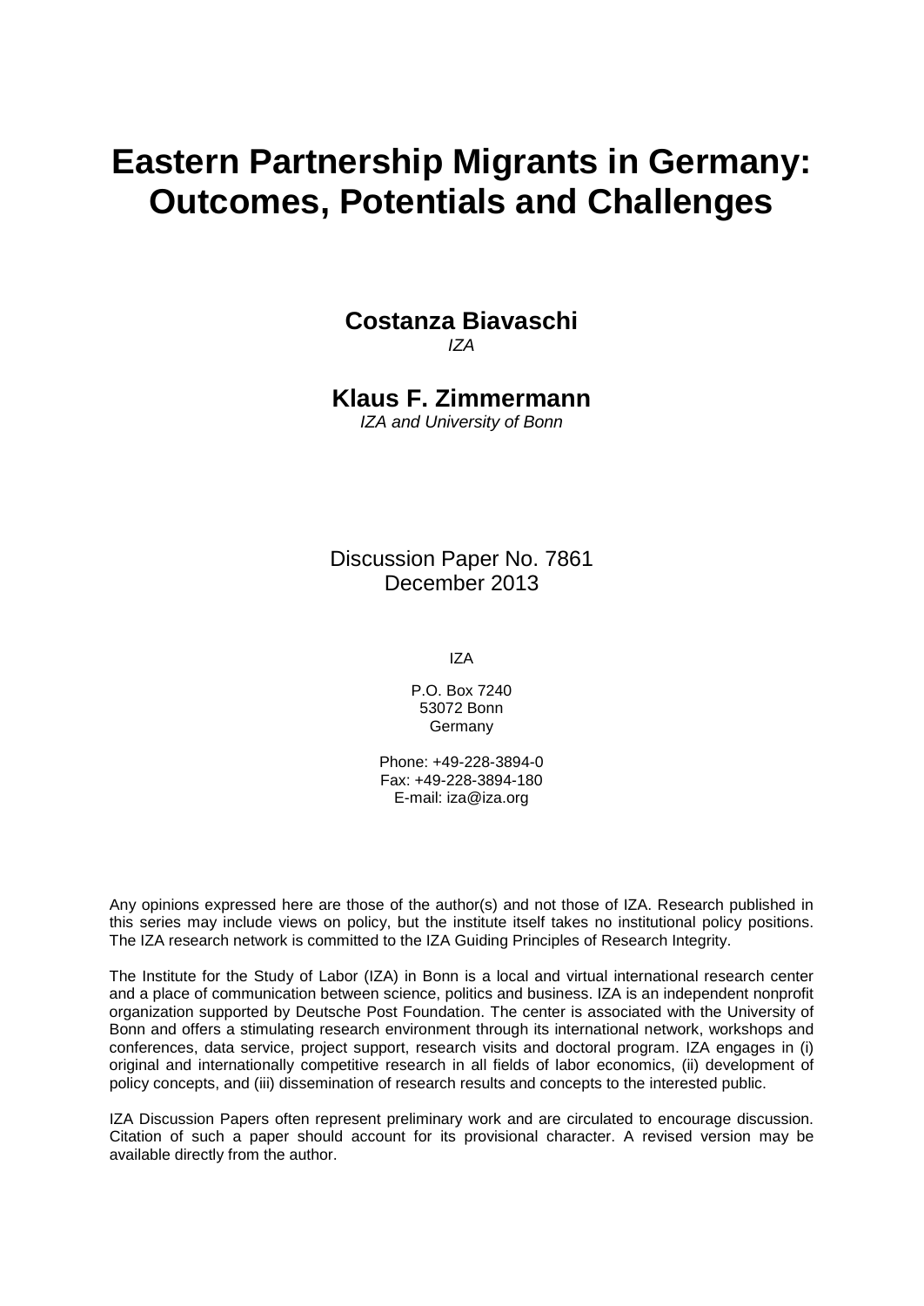# Eastern Partnership Migrants in Germany: Outcomes, Potentials and Challenges

**Costanza Biavaschi**
*IZA*

**Klaus F. Zimmermann**
*IZA and University of Bonn*

Discussion Paper No. 7861
December 2013

IZA

P.O. Box 7240
53072 Bonn
Germany

Phone: +49-228-3894-0
Fax: +49-228-3894-180
E-mail: iza@iza.org

Any opinions expressed here are those of the author(s) and not those of IZA. Research published in this series may include views on policy, but the institute itself takes no institutional policy positions. The IZA research network is committed to the IZA Guiding Principles of Research Integrity.

The Institute for the Study of Labor (IZA) in Bonn is a local and virtual international research center and a place of communication between science, politics and business. IZA is an independent nonprofit organization supported by Deutsche Post Foundation. The center is associated with the University of Bonn and offers a stimulating research environment through its international network, workshops and conferences, data service, project support, research visits and doctoral program. IZA engages in (i) original and internationally competitive research in all fields of labor economics, (ii) development of policy concepts, and (iii) dissemination of research results and concepts to the interested public.

IZA Discussion Papers often represent preliminary work and are circulated to encourage discussion. Citation of such a paper should account for its provisional character. A revised version may be available directly from the author.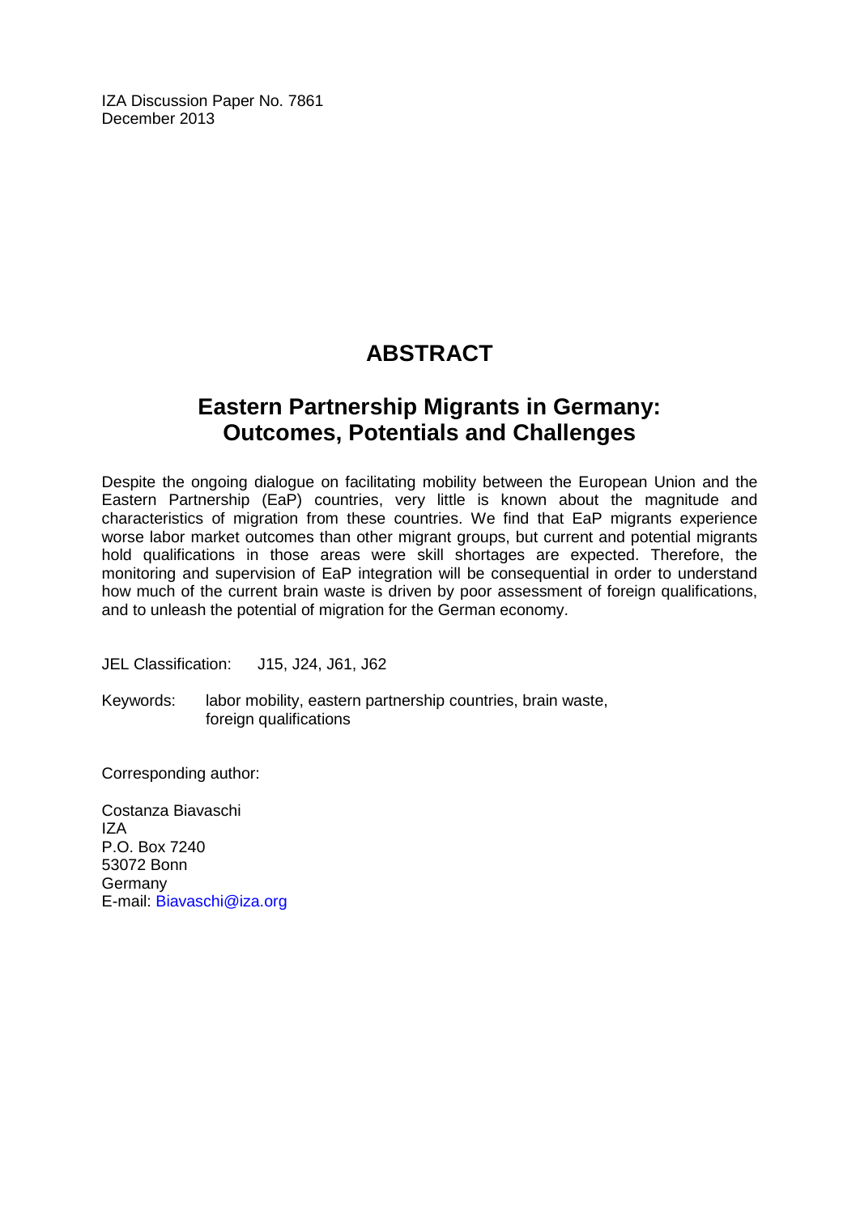IZA Discussion Paper No. 7861
December 2013

# ABSTRACT

## Eastern Partnership Migrants in Germany: Outcomes, Potentials and Challenges

Despite the ongoing dialogue on facilitating mobility between the European Union and the Eastern Partnership (EaP) countries, very little is known about the magnitude and characteristics of migration from these countries. We find that EaP migrants experience worse labor market outcomes than other migrant groups, but current and potential migrants hold qualifications in those areas were skill shortages are expected. Therefore, the monitoring and supervision of EaP integration will be consequential in order to understand how much of the current brain waste is driven by poor assessment of foreign qualifications, and to unleash the potential of migration for the German economy.

JEL Classification: J15, J24, J61, J62

Keywords: labor mobility, eastern partnership countries, brain waste, foreign qualifications

Corresponding author:

Costanza Biavaschi
IZA
P.O. Box 7240
53072 Bonn
Germany
E-mail: Biavaschi@iza.org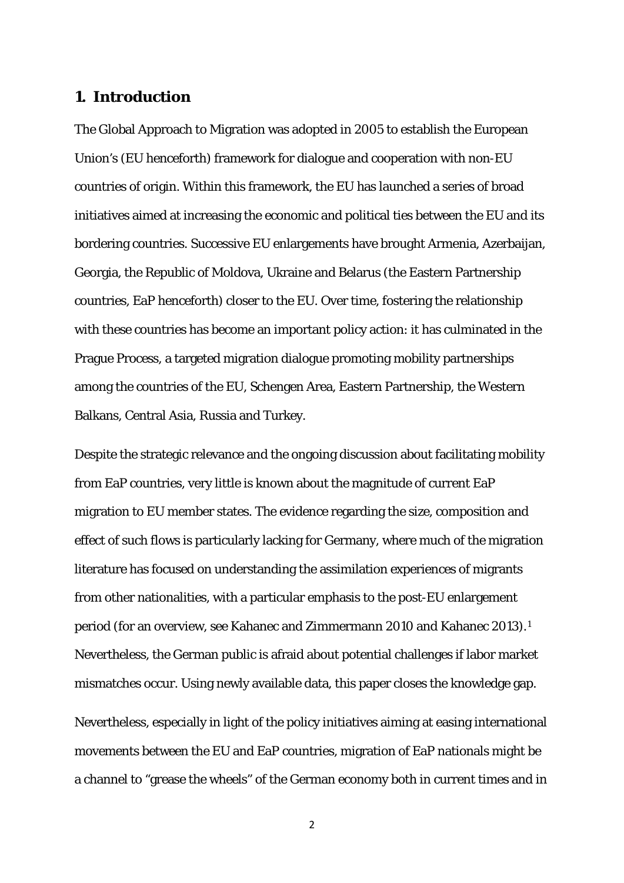# 1. Introduction

The Global Approach to Migration was adopted in 2005 to establish the European Union's (EU henceforth) framework for dialogue and cooperation with non-EU countries of origin. Within this framework, the EU has launched a series of broad initiatives aimed at increasing the economic and political ties between the EU and its bordering countries. Successive EU enlargements have brought Armenia, Azerbaijan, Georgia, the Republic of Moldova, Ukraine and Belarus (the Eastern Partnership countries, EaP henceforth) closer to the EU. Over time, fostering the relationship with these countries has become an important policy action: it has culminated in the Prague Process, a targeted migration dialogue promoting mobility partnerships among the countries of the EU, Schengen Area, Eastern Partnership, the Western Balkans, Central Asia, Russia and Turkey.

Despite the strategic relevance and the ongoing discussion about facilitating mobility from EaP countries, very little is known about the magnitude of current EaP migration to EU member states. The evidence regarding the size, composition and effect of such flows is particularly lacking for Germany, where much of the migration literature has focused on understanding the assimilation experiences of migrants from other nationalities, with a particular emphasis to the post-EU enlargement period (for an overview, see Kahanec and Zimmermann 2010 and Kahanec 2013).[1] Nevertheless, the German public is afraid about potential challenges if labor market mismatches occur. Using newly available data, this paper closes the knowledge gap.

Nevertheless, especially in light of the policy initiatives aiming at easing international movements between the EU and EaP countries, migration of EaP nationals might be a channel to "grease the wheels" of the German economy both in current times and in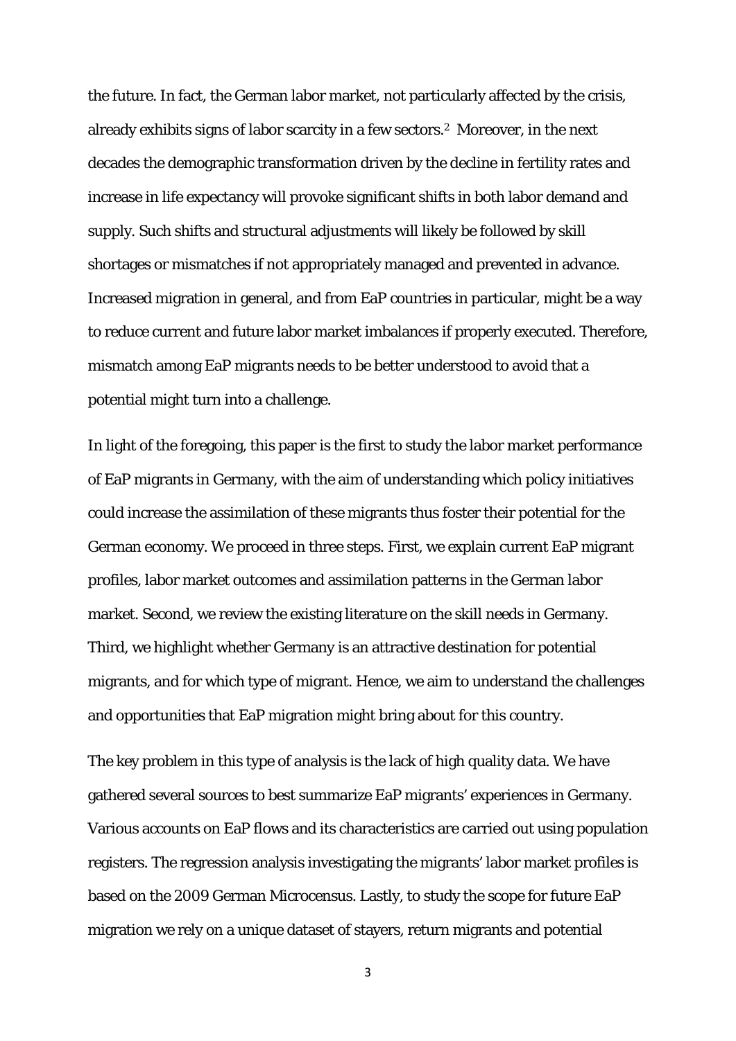the future. In fact, the German labor market, not particularly affected by the crisis, already exhibits signs of labor scarcity in a few sectors.[2] Moreover, in the next decades the demographic transformation driven by the decline in fertility rates and increase in life expectancy will provoke significant shifts in both labor demand and supply. Such shifts and structural adjustments will likely be followed by skill shortages or mismatches if not appropriately managed and prevented in advance. Increased migration in general, and from EaP countries in particular, might be a way to reduce current and future labor market imbalances if properly executed. Therefore, mismatch among EaP migrants needs to be better understood to avoid that a potential might turn into a challenge.

In light of the foregoing, this paper is the first to study the labor market performance of EaP migrants in Germany, with the aim of understanding which policy initiatives could increase the assimilation of these migrants thus foster their potential for the German economy. We proceed in three steps. First, we explain current EaP migrant profiles, labor market outcomes and assimilation patterns in the German labor market. Second, we review the existing literature on the skill needs in Germany. Third, we highlight whether Germany is an attractive destination for potential migrants, and for which type of migrant. Hence, we aim to understand the challenges and opportunities that EaP migration might bring about for this country.

The key problem in this type of analysis is the lack of high quality data. We have gathered several sources to best summarize EaP migrants' experiences in Germany. Various accounts on EaP flows and its characteristics are carried out using population registers. The regression analysis investigating the migrants' labor market profiles is based on the 2009 German Microcensus. Lastly, to study the scope for future EaP migration we rely on a unique dataset of stayers, return migrants and potential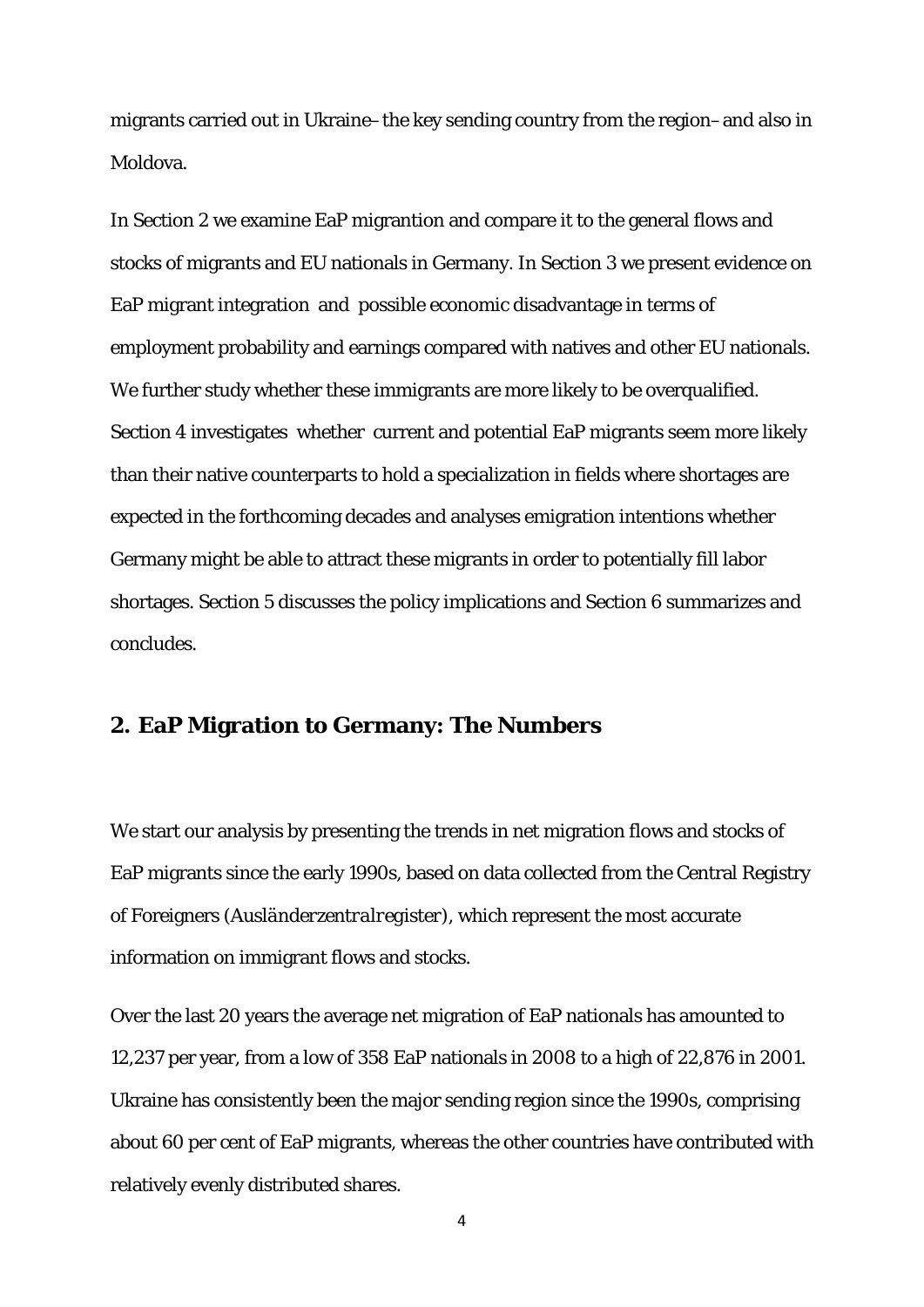migrants carried out in Ukraine–the key sending country from the region–and also in Moldova.

In Section 2 we examine EaP migrantion and compare it to the general flows and stocks of migrants and EU nationals in Germany. In Section 3 we present evidence on EaP migrant integration and possible economic disadvantage in terms of employment probability and earnings compared with natives and other EU nationals. We further study whether these immigrants are more likely to be overqualified. Section 4 investigates whether current and potential EaP migrants seem more likely than their native counterparts to hold a specialization in fields where shortages are expected in the forthcoming decades and analyses emigration intentions whether Germany might be able to attract these migrants in order to potentially fill labor shortages. Section 5 discusses the policy implications and Section 6 summarizes and concludes.

## 2. EaP Migration to Germany: The Numbers

We start our analysis by presenting the trends in net migration flows and stocks of EaP migrants since the early 1990s, based on data collected from the Central Registry of Foreigners (*Ausländerzentralregister*), which represent the most accurate information on immigrant flows and stocks.

Over the last 20 years the average net migration of EaP nationals has amounted to 12,237 per year, from a low of 358 EaP nationals in 2008 to a high of 22,876 in 2001. Ukraine has consistently been the major sending region since the 1990s, comprising about 60 per cent of EaP migrants, whereas the other countries have contributed with relatively evenly distributed shares.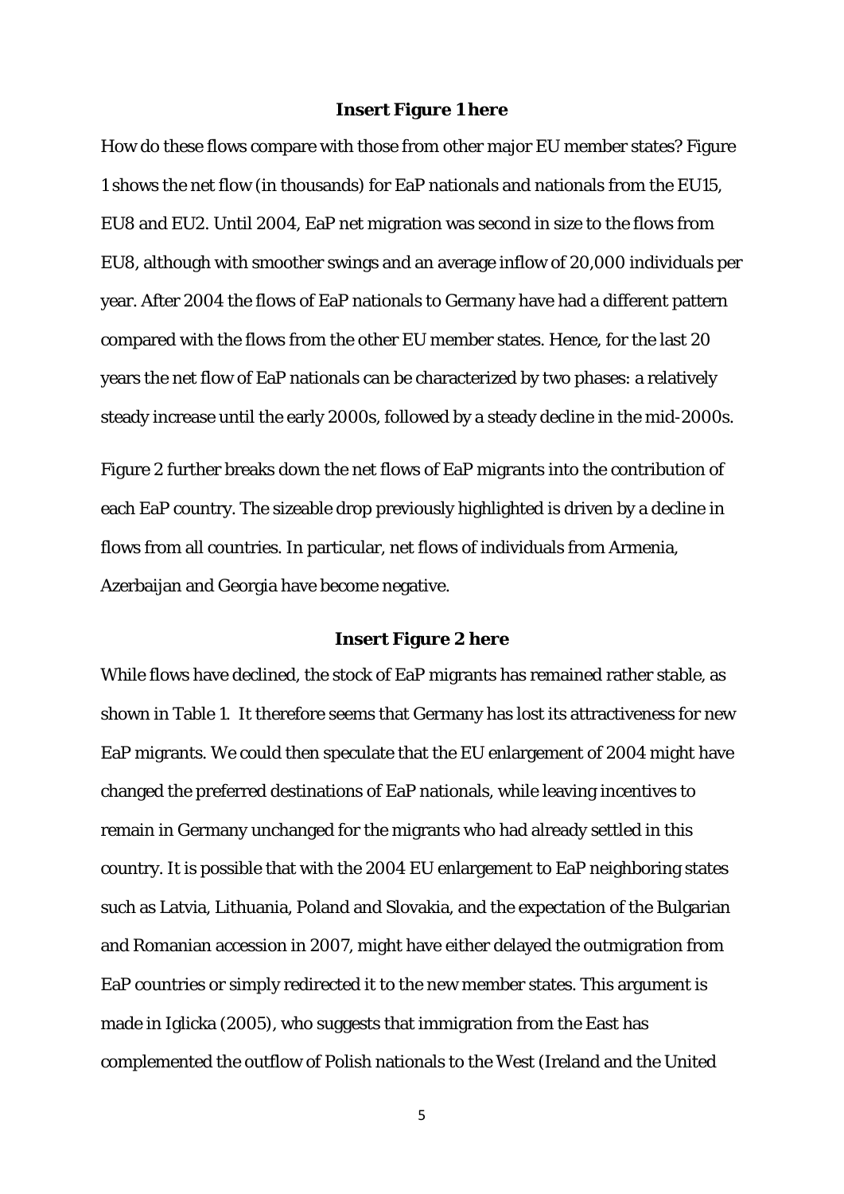**Insert Figure 1 here**

How do these flows compare with those from other major EU member states? Figure 1 shows the net flow (in thousands) for EaP nationals and nationals from the EU15, EU8 and EU2. Until 2004, EaP net migration was second in size to the flows from EU8, although with smoother swings and an average inflow of 20,000 individuals per year. After 2004 the flows of EaP nationals to Germany have had a different pattern compared with the flows from the other EU member states. Hence, for the last 20 years the net flow of EaP nationals can be characterized by two phases: a relatively steady increase until the early 2000s, followed by a steady decline in the mid-2000s.

Figure 2 further breaks down the net flows of EaP migrants into the contribution of each EaP country. The sizeable drop previously highlighted is driven by a decline in flows from all countries. In particular, net flows of individuals from Armenia, Azerbaijan and Georgia have become negative.

**Insert Figure 2 here**

While flows have declined, the stock of EaP migrants has remained rather stable, as shown in Table 1. It therefore seems that Germany has lost its attractiveness for new EaP migrants. We could then speculate that the EU enlargement of 2004 might have changed the preferred destinations of EaP nationals, while leaving incentives to remain in Germany unchanged for the migrants who had already settled in this country. It is possible that with the 2004 EU enlargement to EaP neighboring states such as Latvia, Lithuania, Poland and Slovakia, and the expectation of the Bulgarian and Romanian accession in 2007, might have either delayed the outmigration from EaP countries or simply redirected it to the new member states. This argument is made in Iglicka (2005), who suggests that immigration from the East has complemented the outflow of Polish nationals to the West (Ireland and the United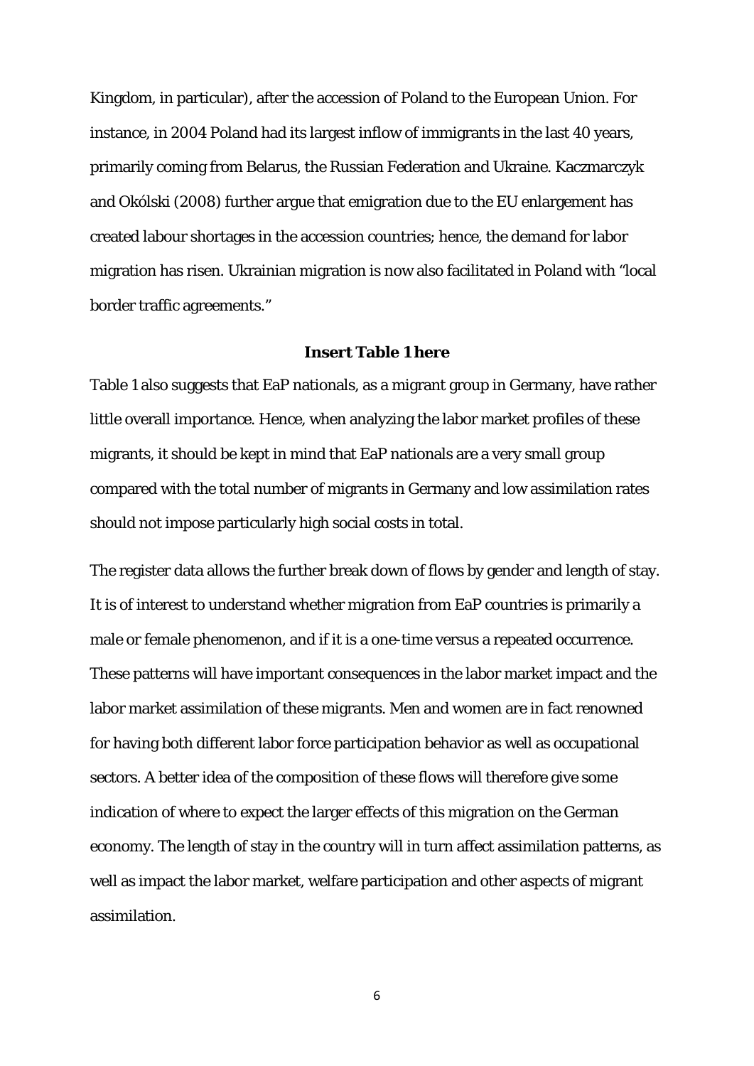Kingdom, in particular), after the accession of Poland to the European Union. For instance, in 2004 Poland had its largest inflow of immigrants in the last 40 years, primarily coming from Belarus, the Russian Federation and Ukraine. Kaczmarczyk and Okólski (2008) further argue that emigration due to the EU enlargement has created labour shortages in the accession countries; hence, the demand for labor migration has risen. Ukrainian migration is now also facilitated in Poland with "local border traffic agreements."

**Insert Table 1 here**

Table 1 also suggests that EaP nationals, as a migrant group in Germany, have rather little overall importance. Hence, when analyzing the labor market profiles of these migrants, it should be kept in mind that EaP nationals are a very small group compared with the total number of migrants in Germany and low assimilation rates should not impose particularly high social costs in total.

The register data allows the further break down of flows by gender and length of stay. It is of interest to understand whether migration from EaP countries is primarily a male or female phenomenon, and if it is a one-time versus a repeated occurrence. These patterns will have important consequences in the labor market impact and the labor market assimilation of these migrants. Men and women are in fact renowned for having both different labor force participation behavior as well as occupational sectors. A better idea of the composition of these flows will therefore give some indication of where to expect the larger effects of this migration on the German economy. The length of stay in the country will in turn affect assimilation patterns, as well as impact the labor market, welfare participation and other aspects of migrant assimilation.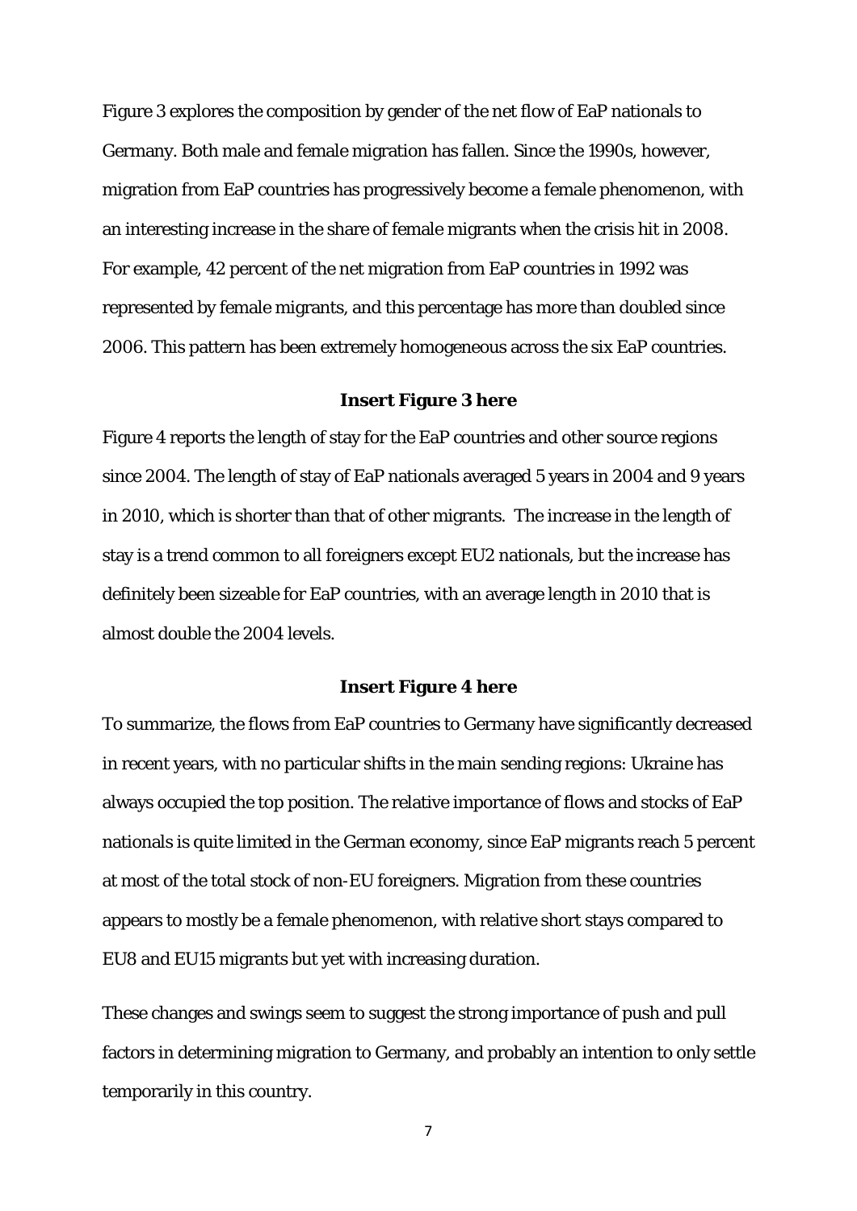Figure 3 explores the composition by gender of the net flow of EaP nationals to Germany. Both male and female migration has fallen. Since the 1990s, however, migration from EaP countries has progressively become a female phenomenon, with an interesting increase in the share of female migrants when the crisis hit in 2008. For example, 42 percent of the net migration from EaP countries in 1992 was represented by female migrants, and this percentage has more than doubled since 2006. This pattern has been extremely homogeneous across the six EaP countries.

**Insert Figure 3 here**

Figure 4 reports the length of stay for the EaP countries and other source regions since 2004. The length of stay of EaP nationals averaged 5 years in 2004 and 9 years in 2010, which is shorter than that of other migrants. The increase in the length of stay is a trend common to all foreigners except EU2 nationals, but the increase has definitely been sizeable for EaP countries, with an average length in 2010 that is almost double the 2004 levels.

**Insert Figure 4 here**

To summarize, the flows from EaP countries to Germany have significantly decreased in recent years, with no particular shifts in the main sending regions: Ukraine has always occupied the top position. The relative importance of flows and stocks of EaP nationals is quite limited in the German economy, since EaP migrants reach 5 percent at most of the total stock of non-EU foreigners. Migration from these countries appears to mostly be a female phenomenon, with relative short stays compared to EU8 and EU15 migrants but yet with increasing duration.

These changes and swings seem to suggest the strong importance of push and pull factors in determining migration to Germany, and probably an intention to only settle temporarily in this country.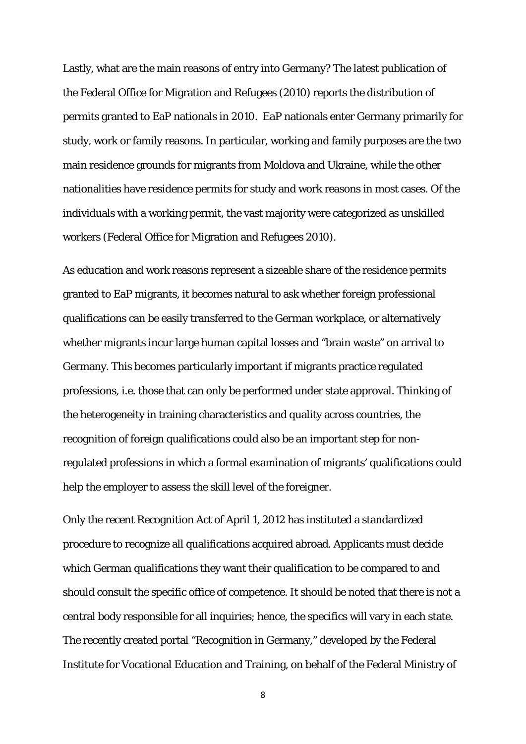Lastly, what are the main reasons of entry into Germany? The latest publication of the Federal Office for Migration and Refugees (2010) reports the distribution of permits granted to EaP nationals in 2010. EaP nationals enter Germany primarily for study, work or family reasons. In particular, working and family purposes are the two main residence grounds for migrants from Moldova and Ukraine, while the other nationalities have residence permits for study and work reasons in most cases. Of the individuals with a working permit, the vast majority were categorized as unskilled workers (Federal Office for Migration and Refugees 2010).

As education and work reasons represent a sizeable share of the residence permits granted to EaP migrants, it becomes natural to ask whether foreign professional qualifications can be easily transferred to the German workplace, or alternatively whether migrants incur large human capital losses and "brain waste" on arrival to Germany. This becomes particularly important if migrants practice regulated professions, i.e. those that can only be performed under state approval. Thinking of the heterogeneity in training characteristics and quality across countries, the recognition of foreign qualifications could also be an important step for non-regulated professions in which a formal examination of migrants' qualifications could help the employer to assess the skill level of the foreigner.

Only the recent Recognition Act of April 1, 2012 has instituted a standardized procedure to recognize all qualifications acquired abroad. Applicants must decide which German qualifications they want their qualification to be compared to and should consult the specific office of competence. It should be noted that there is not a central body responsible for all inquiries; hence, the specifics will vary in each state. The recently created portal "Recognition in Germany," developed by the Federal Institute for Vocational Education and Training, on behalf of the Federal Ministry of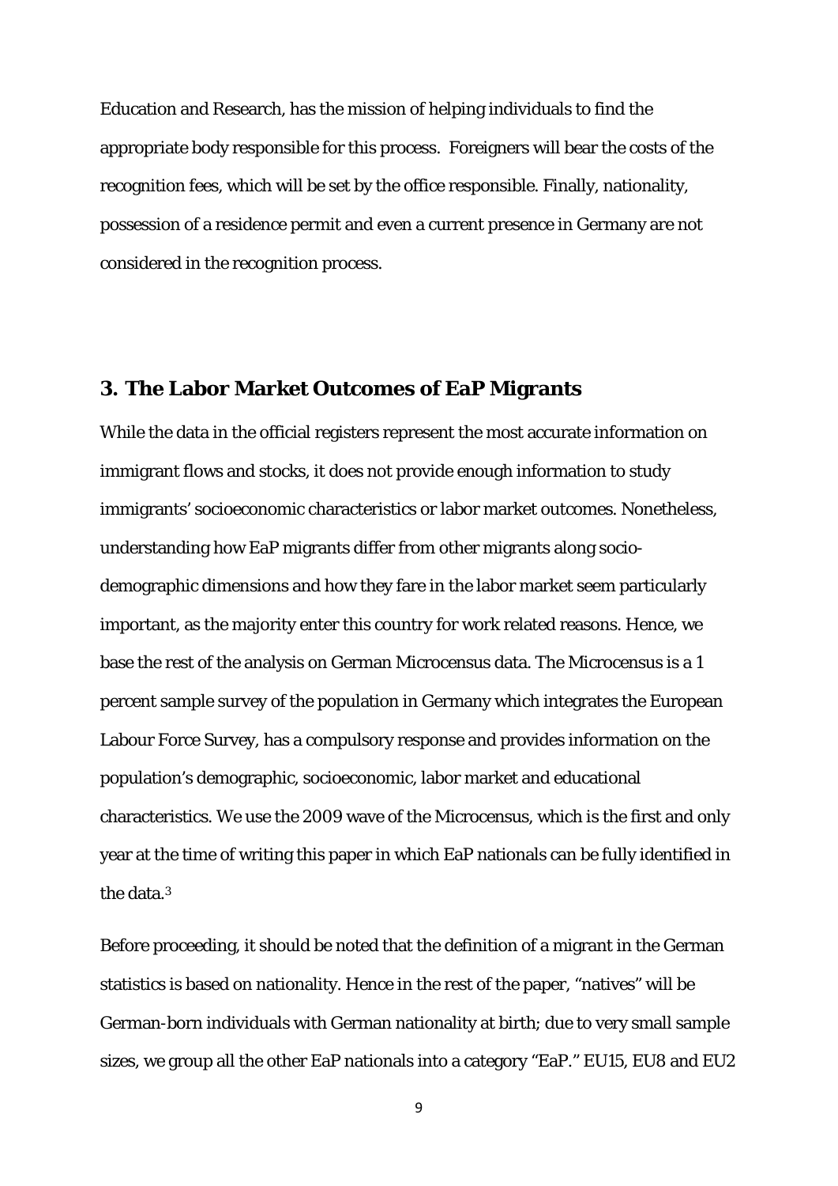Education and Research, has the mission of helping individuals to find the appropriate body responsible for this process. Foreigners will bear the costs of the recognition fees, which will be set by the office responsible. Finally, nationality, possession of a residence permit and even a current presence in Germany are not considered in the recognition process.

## 3. The Labor Market Outcomes of EaP Migrants

While the data in the official registers represent the most accurate information on immigrant flows and stocks, it does not provide enough information to study immigrants' socioeconomic characteristics or labor market outcomes. Nonetheless, understanding how EaP migrants differ from other migrants along socio-demographic dimensions and how they fare in the labor market seem particularly important, as the majority enter this country for work related reasons. Hence, we base the rest of the analysis on German Microcensus data. The Microcensus is a 1 percent sample survey of the population in Germany which integrates the European Labour Force Survey, has a compulsory response and provides information on the population's demographic, socioeconomic, labor market and educational characteristics. We use the 2009 wave of the Microcensus, which is the first and only year at the time of writing this paper in which EaP nationals can be fully identified in the data.[3]

Before proceeding, it should be noted that the definition of a migrant in the German statistics is based on nationality. Hence in the rest of the paper, "natives" will be German-born individuals with German nationality at birth; due to very small sample sizes, we group all the other EaP nationals into a category "EaP." EU15, EU8 and EU2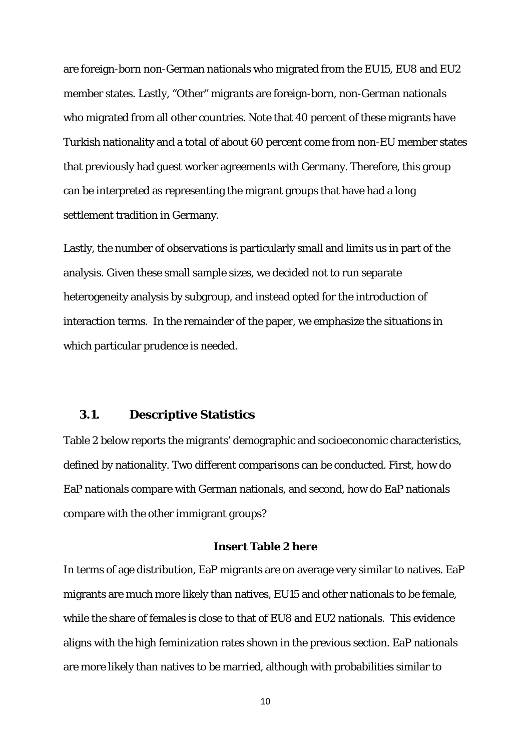are foreign-born non-German nationals who migrated from the EU15, EU8 and EU2 member states. Lastly, "Other" migrants are foreign-born, non-German nationals who migrated from all other countries. Note that 40 percent of these migrants have Turkish nationality and a total of about 60 percent come from non-EU member states that previously had guest worker agreements with Germany. Therefore, this group can be interpreted as representing the migrant groups that have had a long settlement tradition in Germany.

Lastly, the number of observations is particularly small and limits us in part of the analysis. Given these small sample sizes, we decided not to run separate heterogeneity analysis by subgroup, and instead opted for the introduction of interaction terms. In the remainder of the paper, we emphasize the situations in which particular prudence is needed.

### 3.1. Descriptive Statistics

Table 2 below reports the migrants' demographic and socioeconomic characteristics, defined by nationality. Two different comparisons can be conducted. First, how do EaP nationals compare with German nationals, and second, how do EaP nationals compare with the other immigrant groups?

**Insert Table 2 here**

In terms of age distribution, EaP migrants are on average very similar to natives. EaP migrants are much more likely than natives, EU15 and other nationals to be female, while the share of females is close to that of EU8 and EU2 nationals. This evidence aligns with the high feminization rates shown in the previous section. EaP nationals are more likely than natives to be married, although with probabilities similar to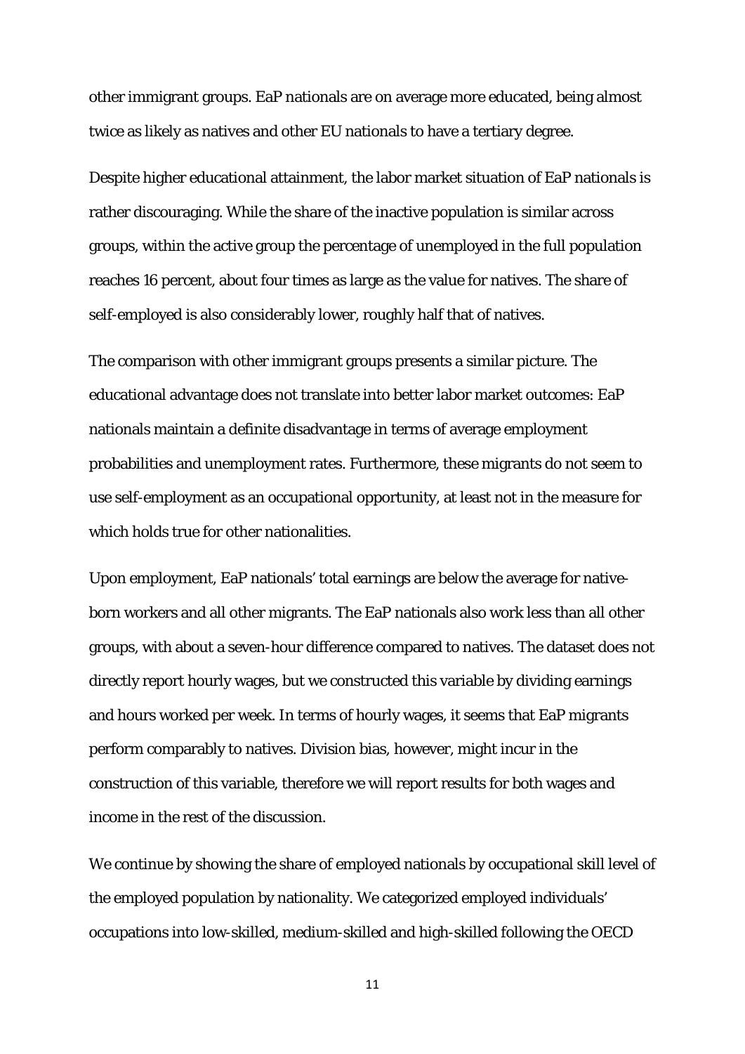other immigrant groups. EaP nationals are on average more educated, being almost twice as likely as natives and other EU nationals to have a tertiary degree.

Despite higher educational attainment, the labor market situation of EaP nationals is rather discouraging. While the share of the inactive population is similar across groups, within the active group the percentage of unemployed in the full population reaches 16 percent, about four times as large as the value for natives. The share of self-employed is also considerably lower, roughly half that of natives.

The comparison with other immigrant groups presents a similar picture. The educational advantage does not translate into better labor market outcomes: EaP nationals maintain a definite disadvantage in terms of average employment probabilities and unemployment rates. Furthermore, these migrants do not seem to use self-employment as an occupational opportunity, at least not in the measure for which holds true for other nationalities.

Upon employment, EaP nationals' total earnings are below the average for native-born workers and all other migrants. The EaP nationals also work less than all other groups, with about a seven-hour difference compared to natives. The dataset does not directly report hourly wages, but we constructed this variable by dividing earnings and hours worked per week. In terms of hourly wages, it seems that EaP migrants perform comparably to natives. Division bias, however, might incur in the construction of this variable, therefore we will report results for both wages and income in the rest of the discussion.

We continue by showing the share of employed nationals by occupational skill level of the employed population by nationality. We categorized employed individuals' occupations into low-skilled, medium-skilled and high-skilled following the OECD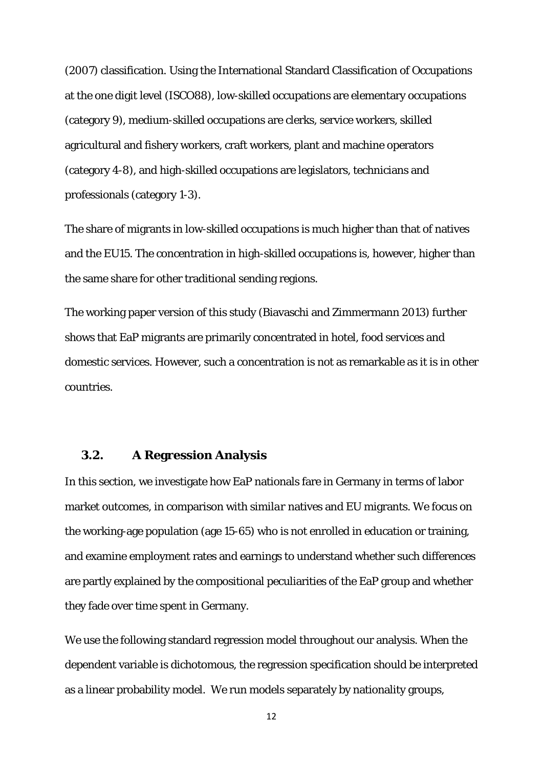(2007) classification. Using the International Standard Classification of Occupations at the one digit level (ISCO88), low-skilled occupations are elementary occupations (category 9), medium-skilled occupations are clerks, service workers, skilled agricultural and fishery workers, craft workers, plant and machine operators (category 4-8), and high-skilled occupations are legislators, technicians and professionals (category 1-3).

The share of migrants in low-skilled occupations is much higher than that of natives and the EU15. The concentration in high-skilled occupations is, however, higher than the same share for other traditional sending regions.

The working paper version of this study (Biavaschi and Zimmermann 2013) further shows that EaP migrants are primarily concentrated in hotel, food services and domestic services. However, such a concentration is not as remarkable as it is in other countries.

## 3.2. A Regression Analysis

In this section, we investigate how EaP nationals fare in Germany in terms of labor market outcomes, in comparison with *similar* natives and EU migrants. We focus on the working-age population (age 15-65) who is not enrolled in education or training, and examine employment rates and earnings to understand whether such differences are partly explained by the compositional peculiarities of the EaP group and whether they fade over time spent in Germany.

We use the following standard regression model throughout our analysis. When the dependent variable is dichotomous, the regression specification should be interpreted as a linear probability model. We run models separately by nationality groups,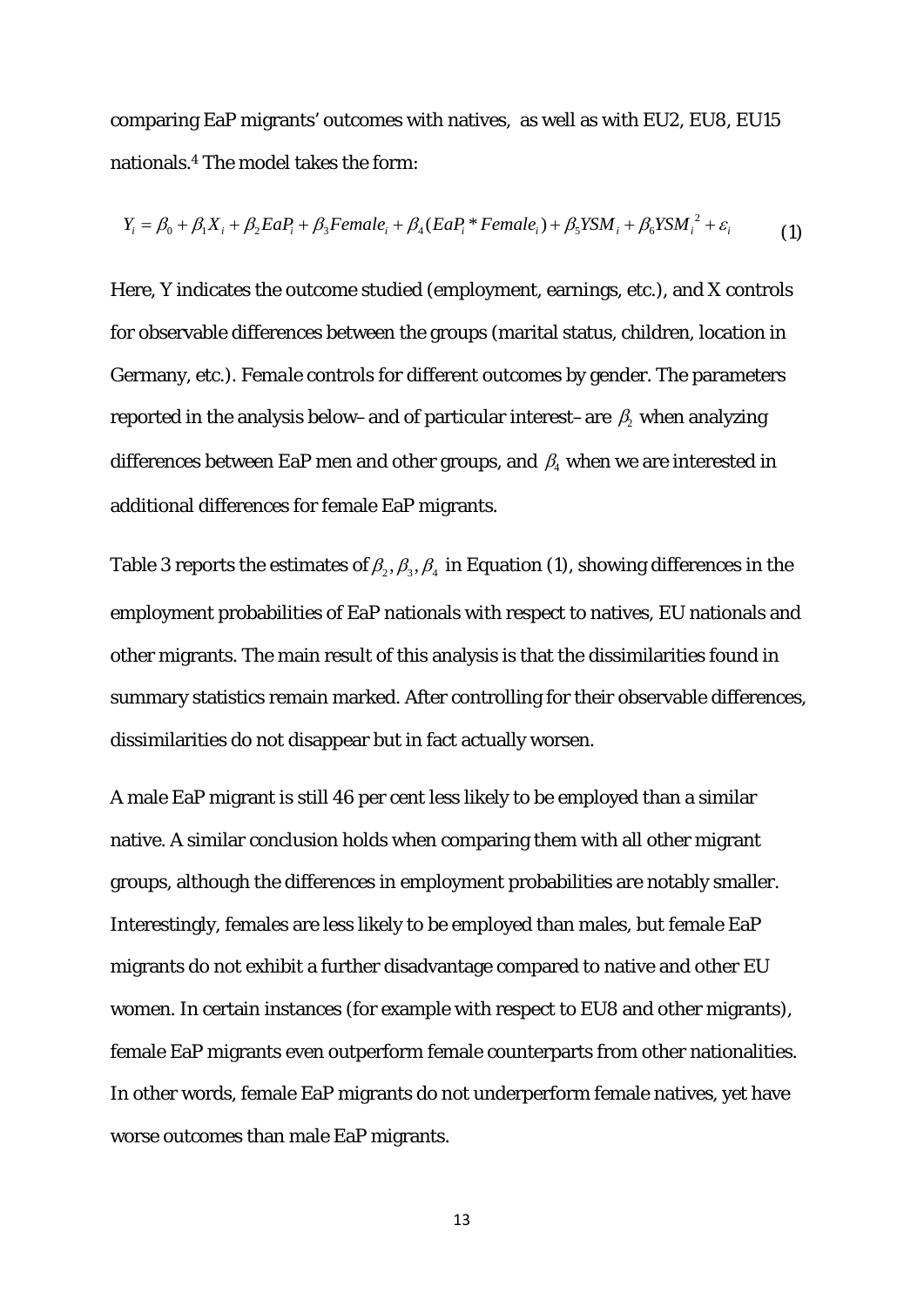comparing EaP migrants' outcomes with natives, as well as with EU2, EU8, EU15 nationals.[4] The model takes the form:

$$Y_i = \beta_0 + \beta_1 X_i + \beta_2 EaP_i + \beta_3 Female_i + \beta_4 (EaP_i * Female_i) + \beta_5 YSM_i + \beta_6 YSM_i^{\,2} + \varepsilon_i \tag{1}$$

Here, Y indicates the outcome studied (employment, earnings, etc.), and X controls for observable differences between the groups (marital status, children, location in Germany, etc.). *Female* controls for different outcomes by gender. The parameters reported in the analysis below– and of particular interest– are $\beta_2$ when analyzing differences between EaP men and other groups, and $\beta_4$ when we are interested in additional differences for female EaP migrants.

Table 3 reports the estimates of $\beta_2, \beta_3, \beta_4$ in Equation (1), showing differences in the employment probabilities of EaP nationals with respect to natives, EU nationals and other migrants. The main result of this analysis is that the dissimilarities found in summary statistics remain marked. After controlling for their observable differences, dissimilarities do not disappear but in fact actually worsen.

A male EaP migrant is still 46 per cent less likely to be employed than a similar native. A similar conclusion holds when comparing them with all other migrant groups, although the differences in employment probabilities are notably smaller. Interestingly, females are less likely to be employed than males, but female EaP migrants do not exhibit a further disadvantage compared to native and other EU women. In certain instances (for example with respect to EU8 and other migrants), female EaP migrants even outperform female counterparts from other nationalities. In other words, female EaP migrants do not underperform female natives, yet have worse outcomes than male EaP migrants.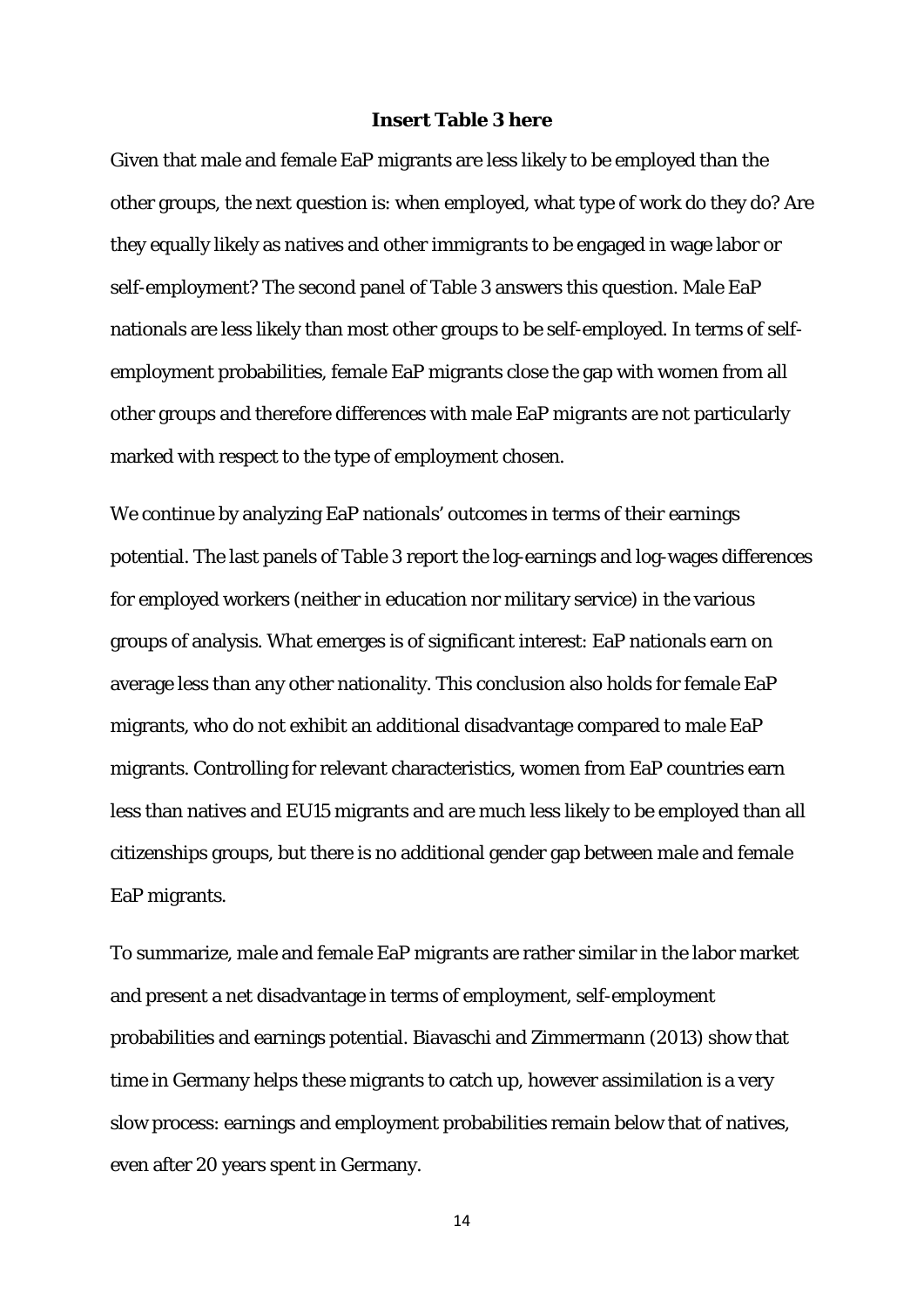**Insert Table 3 here**

Given that male and female EaP migrants are less likely to be employed than the other groups, the next question is: when employed, what type of work do they do? Are they equally likely as natives and other immigrants to be engaged in wage labor or self-employment? The second panel of Table 3 answers this question. Male EaP nationals are less likely than most other groups to be self-employed. In terms of self-employment probabilities, female EaP migrants close the gap with women from all other groups and therefore differences with male EaP migrants are not particularly marked with respect to the type of employment chosen.

We continue by analyzing EaP nationals' outcomes in terms of their earnings potential. The last panels of Table 3 report the log-earnings and log-wages differences for employed workers (neither in education nor military service) in the various groups of analysis. What emerges is of significant interest: EaP nationals earn on average less than any other nationality. This conclusion also holds for female EaP migrants, who do not exhibit an additional disadvantage compared to male EaP migrants. Controlling for relevant characteristics, women from EaP countries earn less than natives and EU15 migrants and are much less likely to be employed than all citizenships groups, but there is no additional gender gap between male and female EaP migrants.

To summarize, male and female EaP migrants are rather similar in the labor market and present a net disadvantage in terms of employment, self-employment probabilities and earnings potential. Biavaschi and Zimmermann (2013) show that time in Germany helps these migrants to catch up, however assimilation is a very slow process: earnings and employment probabilities remain below that of natives, even after 20 years spent in Germany.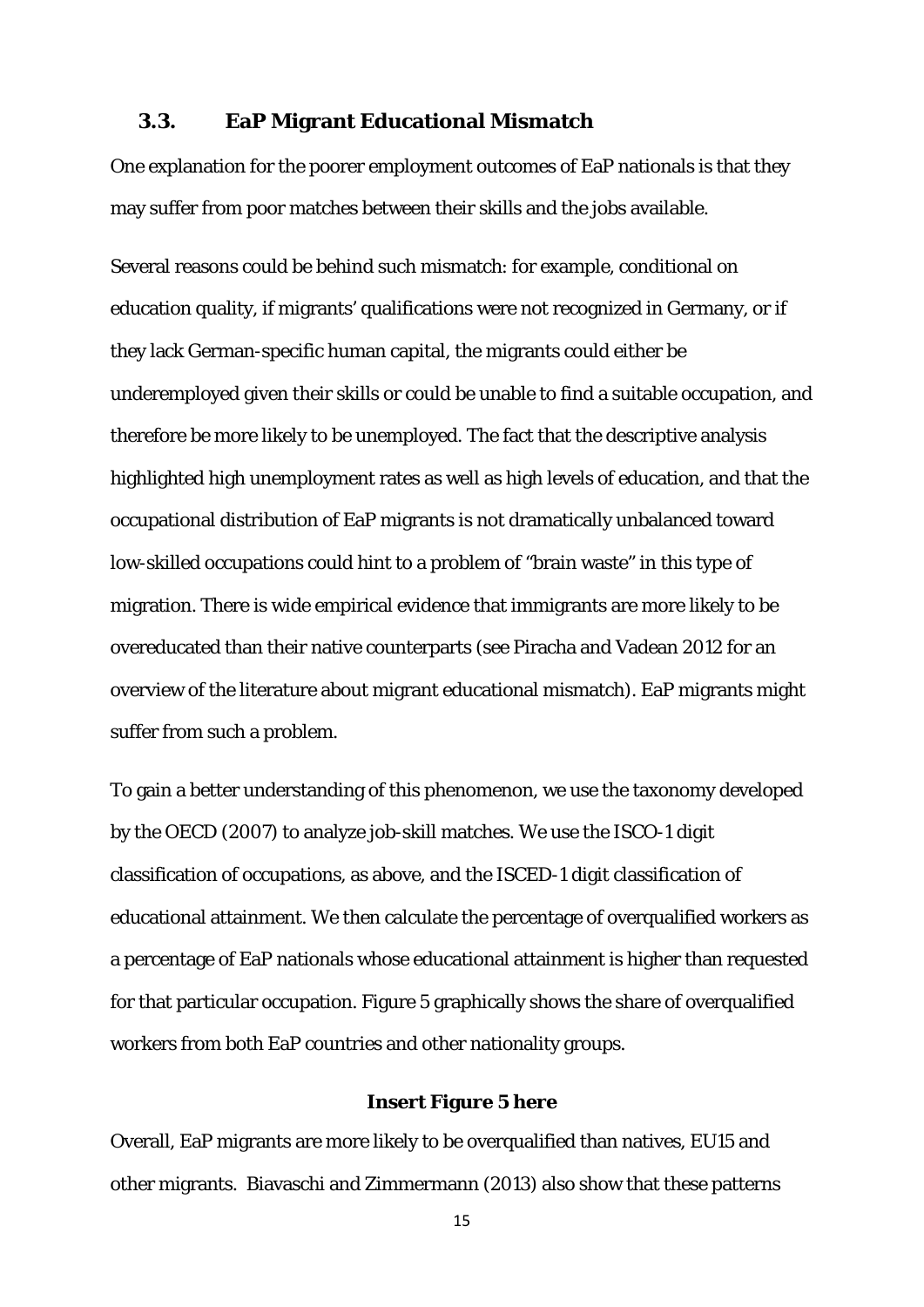## 3.3. EaP Migrant Educational Mismatch

One explanation for the poorer employment outcomes of EaP nationals is that they may suffer from poor matches between their skills and the jobs available.

Several reasons could be behind such mismatch: for example, conditional on education quality, if migrants' qualifications were not recognized in Germany, or if they lack German-specific human capital, the migrants could either be underemployed given their skills or could be unable to find a suitable occupation, and therefore be more likely to be unemployed. The fact that the descriptive analysis highlighted high unemployment rates as well as high levels of education, and that the occupational distribution of EaP migrants is not dramatically unbalanced toward low-skilled occupations could hint to a problem of "brain waste" in this type of migration. There is wide empirical evidence that immigrants are more likely to be overeducated than their native counterparts (see Piracha and Vadean 2012 for an overview of the literature about migrant educational mismatch). EaP migrants might suffer from such a problem.

To gain a better understanding of this phenomenon, we use the taxonomy developed by the OECD (2007) to analyze job-skill matches. We use the ISCO-1 digit classification of occupations, as above, and the ISCED-1 digit classification of educational attainment. We then calculate the percentage of overqualified workers as a percentage of EaP nationals whose educational attainment is higher than requested for that particular occupation. Figure 5 graphically shows the share of overqualified workers from both EaP countries and other nationality groups.

**Insert Figure 5 here**

Overall, EaP migrants are more likely to be overqualified than natives, EU15 and other migrants. Biavaschi and Zimmermann (2013) also show that these patterns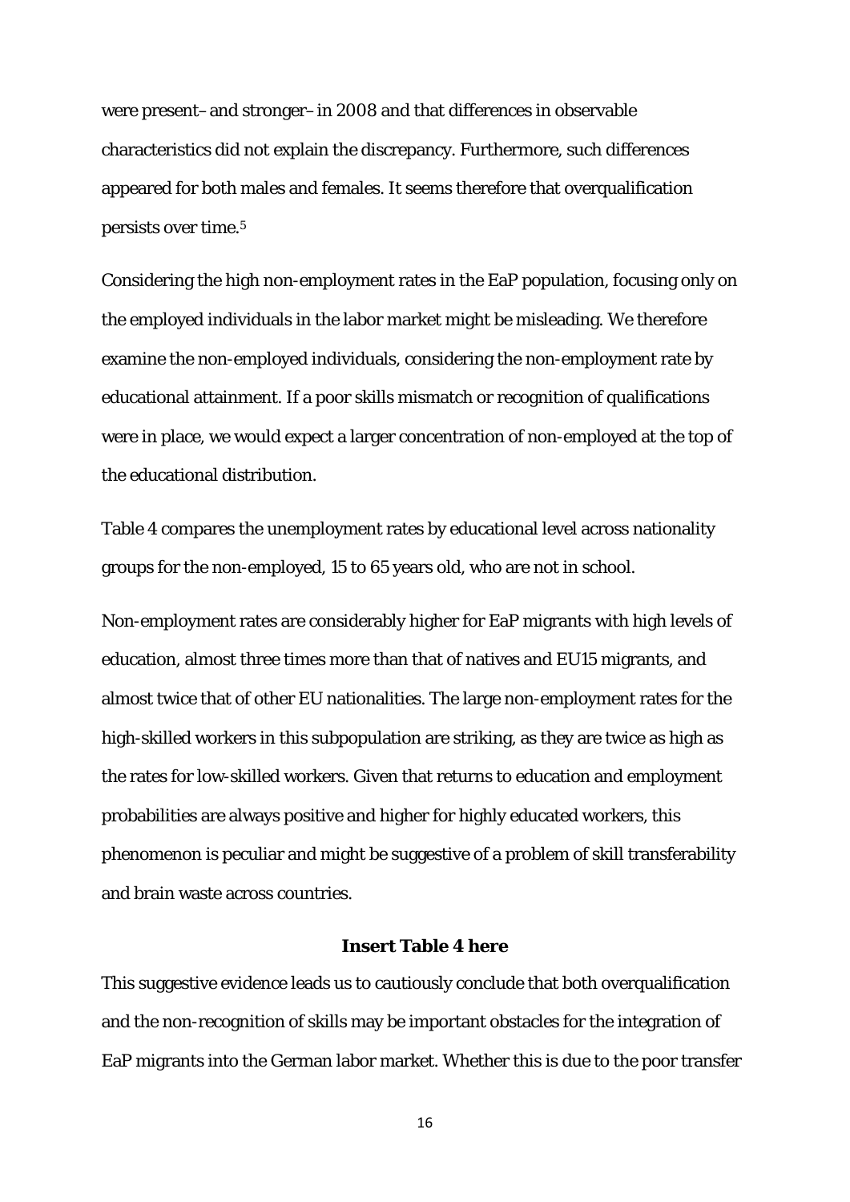were present–and stronger–in 2008 and that differences in observable characteristics did not explain the discrepancy. Furthermore, such differences appeared for both males and females. It seems therefore that overqualification persists over time.[5]

Considering the high non-employment rates in the EaP population, focusing only on the employed individuals in the labor market might be misleading. We therefore examine the non-employed individuals, considering the non-employment rate by educational attainment. If a poor skills mismatch or recognition of qualifications were in place, we would expect a larger concentration of non-employed at the top of the educational distribution.

Table 4 compares the unemployment rates by educational level across nationality groups for the non-employed, 15 to 65 years old, who are not in school.

Non-employment rates are considerably higher for EaP migrants with high levels of education, almost three times more than that of natives and EU15 migrants, and almost twice that of other EU nationalities. The large non-employment rates for the high-skilled workers in this subpopulation are striking, as they are twice as high as the rates for low-skilled workers. Given that returns to education and employment probabilities are always positive and higher for highly educated workers, this phenomenon is peculiar and might be suggestive of a problem of skill transferability and brain waste across countries.

**Insert Table 4 here**

This suggestive evidence leads us to cautiously conclude that both overqualification and the non-recognition of skills may be important obstacles for the integration of EaP migrants into the German labor market. Whether this is due to the poor transfer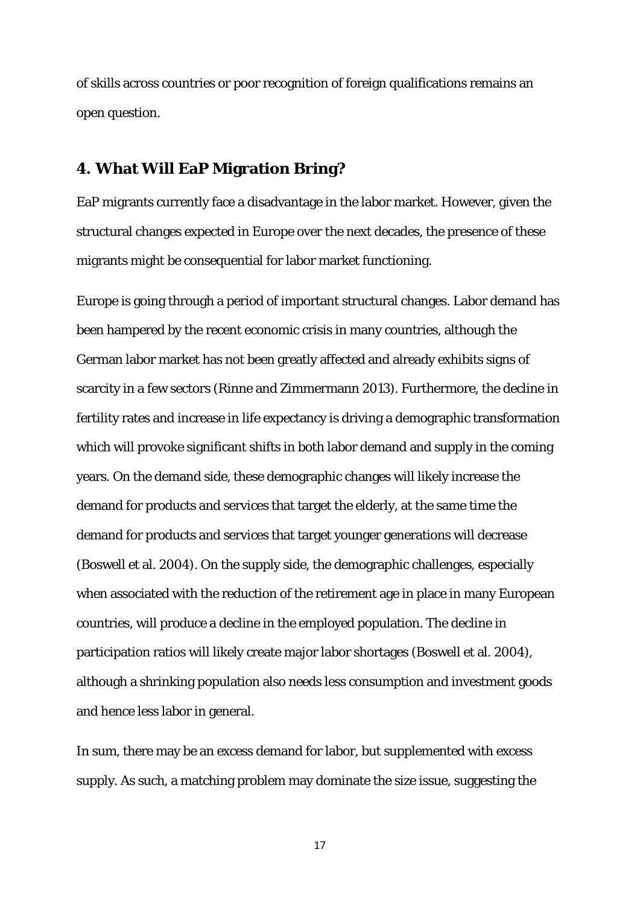of skills across countries or poor recognition of foreign qualifications remains an open question.

## 4. What Will EaP Migration Bring?

EaP migrants currently face a disadvantage in the labor market. However, given the structural changes expected in Europe over the next decades, the presence of these migrants might be consequential for labor market functioning.

Europe is going through a period of important structural changes. Labor demand has been hampered by the recent economic crisis in many countries, although the German labor market has not been greatly affected and already exhibits signs of scarcity in a few sectors (Rinne and Zimmermann 2013). Furthermore, the decline in fertility rates and increase in life expectancy is driving a demographic transformation which will provoke significant shifts in both labor demand and supply in the coming years. On the demand side, these demographic changes will likely increase the demand for products and services that target the elderly, at the same time the demand for products and services that target younger generations will decrease (Boswell et al. 2004). On the supply side, the demographic challenges, especially when associated with the reduction of the retirement age in place in many European countries, will produce a decline in the employed population. The decline in participation ratios will likely create major labor shortages (Boswell et al. 2004), although a shrinking population also needs less consumption and investment goods and hence less labor in general.

In sum, there may be an excess demand for labor, but supplemented with excess supply. As such, a matching problem may dominate the size issue, suggesting the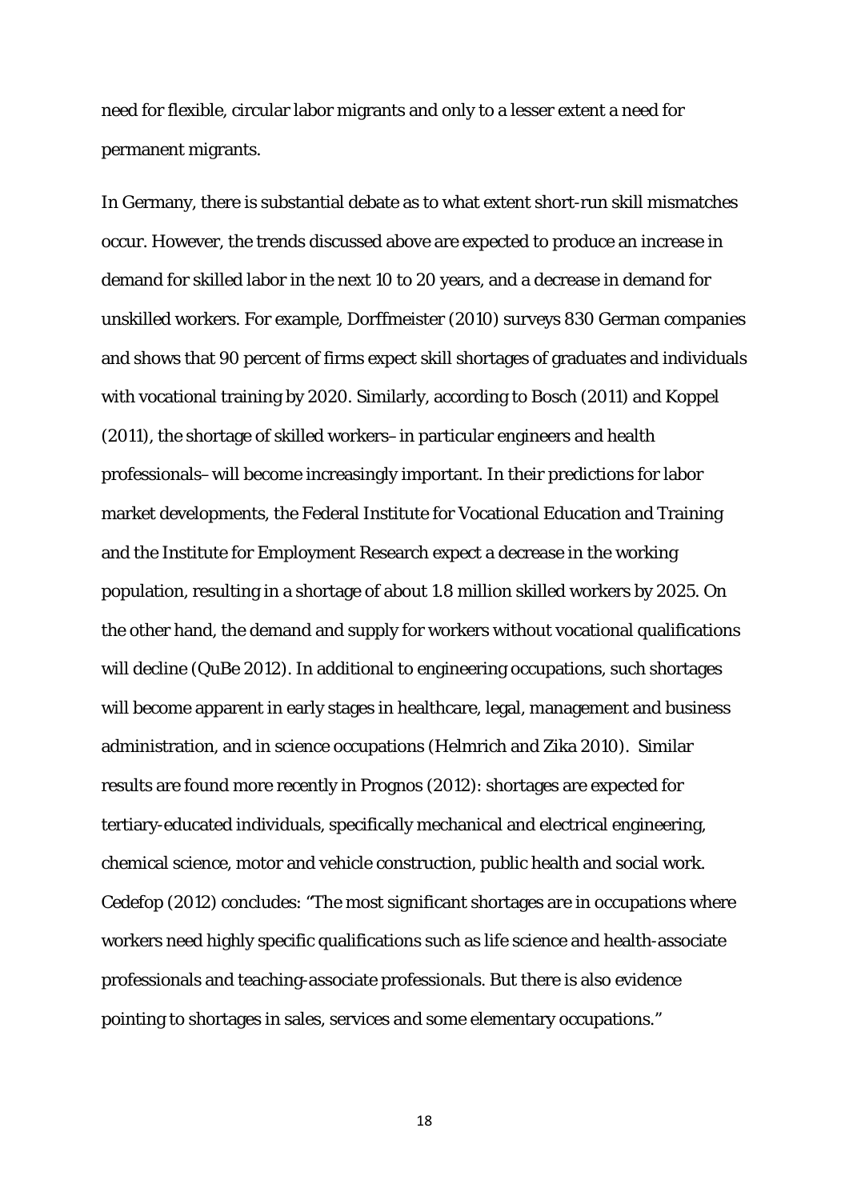need for flexible, circular labor migrants and only to a lesser extent a need for permanent migrants.

In Germany, there is substantial debate as to what extent short-run skill mismatches occur. However, the trends discussed above are expected to produce an increase in demand for skilled labor in the next 10 to 20 years, and a decrease in demand for unskilled workers. For example, Dorffmeister (2010) surveys 830 German companies and shows that 90 percent of firms expect skill shortages of graduates and individuals with vocational training by 2020. Similarly, according to Bosch (2011) and Koppel (2011), the shortage of skilled workers–in particular engineers and health professionals–will become increasingly important. In their predictions for labor market developments, the Federal Institute for Vocational Education and Training and the Institute for Employment Research expect a decrease in the working population, resulting in a shortage of about 1.8 million skilled workers by 2025. On the other hand, the demand and supply for workers without vocational qualifications will decline (QuBe 2012). In additional to engineering occupations, such shortages will become apparent in early stages in healthcare, legal, management and business administration, and in science occupations (Helmrich and Zika 2010). Similar results are found more recently in Prognos (2012): shortages are expected for tertiary-educated individuals, specifically mechanical and electrical engineering, chemical science, motor and vehicle construction, public health and social work. Cedefop (2012) concludes: "The most significant shortages are in occupations where workers need highly specific qualifications such as life science and health-associate professionals and teaching-associate professionals. But there is also evidence pointing to shortages in sales, services and some elementary occupations."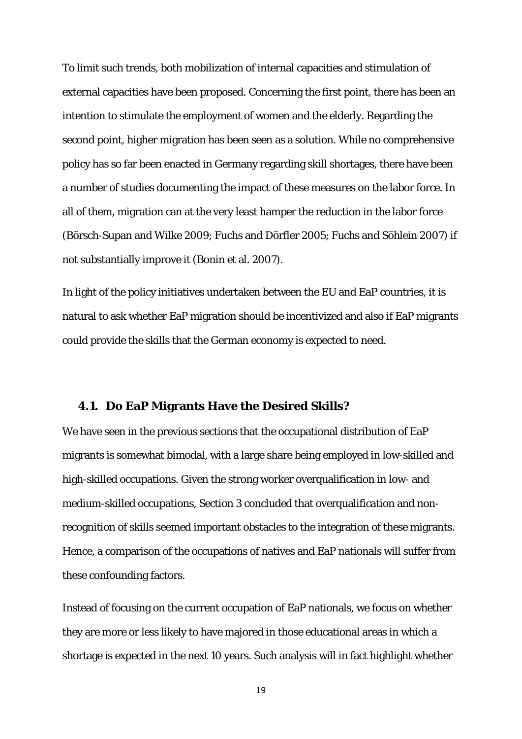To limit such trends, both mobilization of internal capacities and stimulation of external capacities have been proposed. Concerning the first point, there has been an intention to stimulate the employment of women and the elderly. Regarding the second point, higher migration has been seen as a solution. While no comprehensive policy has so far been enacted in Germany regarding skill shortages, there have been a number of studies documenting the impact of these measures on the labor force. In all of them, migration can at the very least hamper the reduction in the labor force (Börsch-Supan and Wilke 2009; Fuchs and Dörfler 2005; Fuchs and Söhlein 2007) if not substantially improve it (Bonin et al. 2007).

In light of the policy initiatives undertaken between the EU and EaP countries, it is natural to ask whether EaP migration should be incentivized and also if EaP migrants could provide the skills that the German economy is expected to need.

### 4.1. Do EaP Migrants Have the Desired Skills?

We have seen in the previous sections that the occupational distribution of EaP migrants is somewhat bimodal, with a large share being employed in low-skilled and high-skilled occupations. Given the strong worker overqualification in low- and medium-skilled occupations, Section 3 concluded that overqualification and non-recognition of skills seemed important obstacles to the integration of these migrants. Hence, a comparison of the occupations of natives and EaP nationals will suffer from these confounding factors.

Instead of focusing on the current occupation of EaP nationals, we focus on whether they are more or less likely to have majored in those educational areas in which a shortage is expected in the next 10 years. Such analysis will in fact highlight whether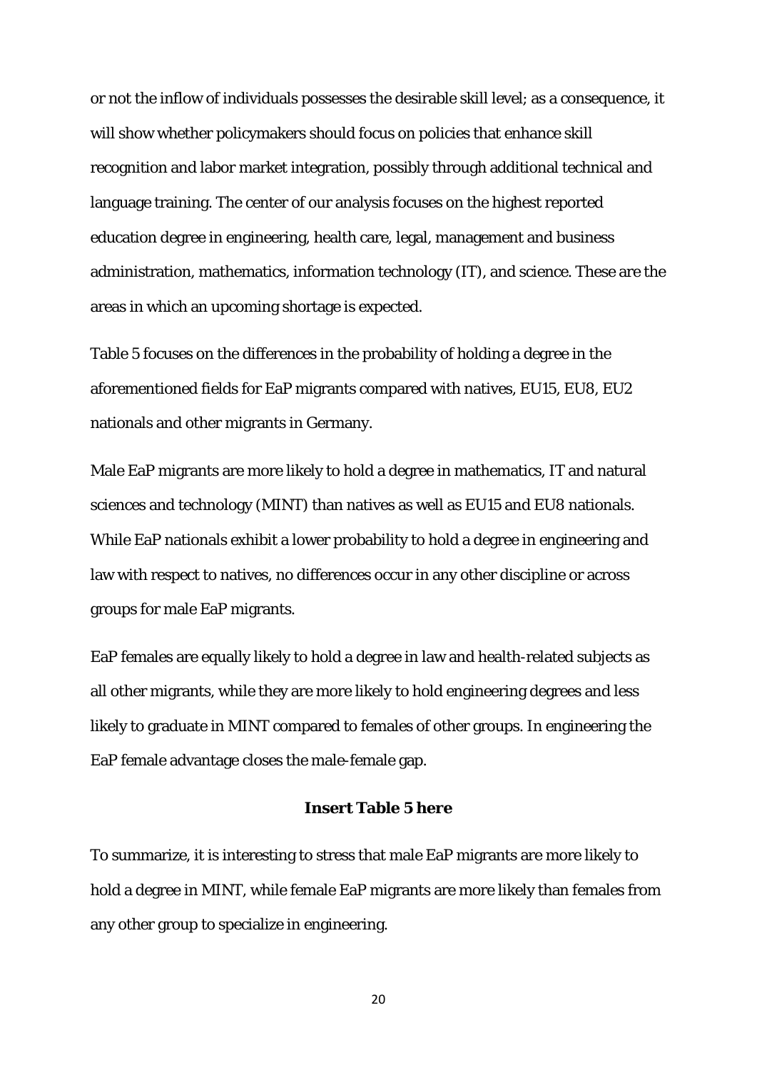or not the inflow of individuals possesses the desirable skill level; as a consequence, it will show whether policymakers should focus on policies that enhance skill recognition and labor market integration, possibly through additional technical and language training. The center of our analysis focuses on the highest reported education degree in engineering, health care, legal, management and business administration, mathematics, information technology (IT), and science. These are the areas in which an upcoming shortage is expected.

Table 5 focuses on the differences in the probability of holding a degree in the aforementioned fields for EaP migrants compared with natives, EU15, EU8, EU2 nationals and other migrants in Germany.

Male EaP migrants are more likely to hold a degree in mathematics, IT and natural sciences and technology (MINT) than natives as well as EU15 and EU8 nationals. While EaP nationals exhibit a lower probability to hold a degree in engineering and law with respect to natives, no differences occur in any other discipline or across groups for male EaP migrants.

EaP females are equally likely to hold a degree in law and health-related subjects as all other migrants, while they are more likely to hold engineering degrees and less likely to graduate in MINT compared to females of other groups. In engineering the EaP female advantage closes the male-female gap.

**Insert Table 5 here**

To summarize, it is interesting to stress that male EaP migrants are more likely to hold a degree in MINT, while female EaP migrants are more likely than females from any other group to specialize in engineering.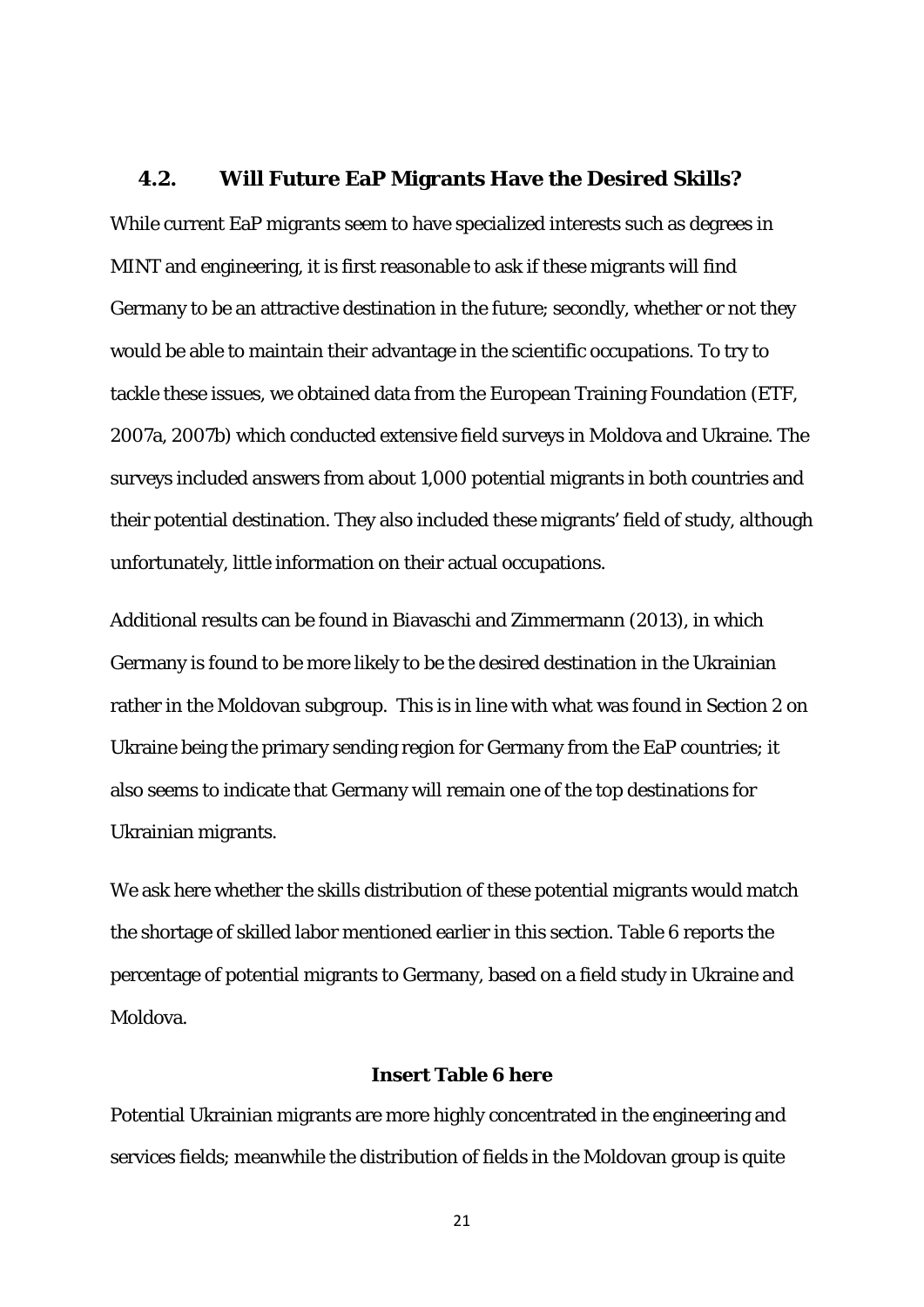## 4.2. Will Future EaP Migrants Have the Desired Skills?

While current EaP migrants seem to have specialized interests such as degrees in MINT and engineering, it is first reasonable to ask if these migrants will find Germany to be an attractive destination in the future; secondly, whether or not they would be able to maintain their advantage in the scientific occupations. To try to tackle these issues, we obtained data from the European Training Foundation (ETF, 2007a, 2007b) which conducted extensive field surveys in Moldova and Ukraine. The surveys included answers from about 1,000 potential migrants in both countries and their potential destination. They also included these migrants' field of study, although unfortunately, little information on their actual occupations.

Additional results can be found in Biavaschi and Zimmermann (2013), in which Germany is found to be more likely to be the desired destination in the Ukrainian rather in the Moldovan subgroup. This is in line with what was found in Section 2 on Ukraine being the primary sending region for Germany from the EaP countries; it also seems to indicate that Germany will remain one of the top destinations for Ukrainian migrants.

We ask here whether the skills distribution of these potential migrants would match the shortage of skilled labor mentioned earlier in this section. Table 6 reports the percentage of potential migrants to Germany, based on a field study in Ukraine and Moldova.

**Insert Table 6 here**

Potential Ukrainian migrants are more highly concentrated in the engineering and services fields; meanwhile the distribution of fields in the Moldovan group is quite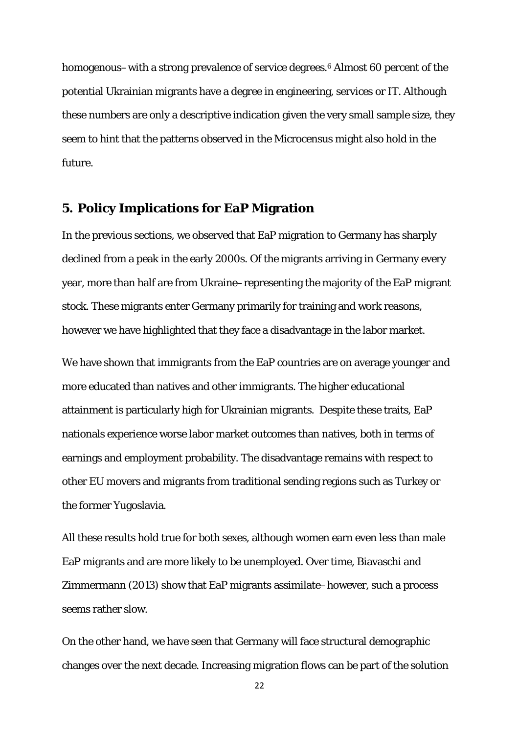homogenous– with a strong prevalence of service degrees.[6] Almost 60 percent of the potential Ukrainian migrants have a degree in engineering, services or IT. Although these numbers are only a descriptive indication given the very small sample size, they seem to hint that the patterns observed in the Microcensus might also hold in the future.

## 5. Policy Implications for EaP Migration

In the previous sections, we observed that EaP migration to Germany has sharply declined from a peak in the early 2000s. Of the migrants arriving in Germany every year, more than half are from Ukraine– representing the majority of the EaP migrant stock. These migrants enter Germany primarily for training and work reasons, however we have highlighted that they face a disadvantage in the labor market.

We have shown that immigrants from the EaP countries are on average younger and more educated than natives and other immigrants. The higher educational attainment is particularly high for Ukrainian migrants. Despite these traits, EaP nationals experience worse labor market outcomes than natives, both in terms of earnings and employment probability. The disadvantage remains with respect to other EU movers and migrants from traditional sending regions such as Turkey or the former Yugoslavia.

All these results hold true for both sexes, although women earn even less than male EaP migrants and are more likely to be unemployed. Over time, Biavaschi and Zimmermann (2013) show that EaP migrants assimilate– however, such a process seems rather slow.

On the other hand, we have seen that Germany will face structural demographic changes over the next decade. Increasing migration flows can be part of the solution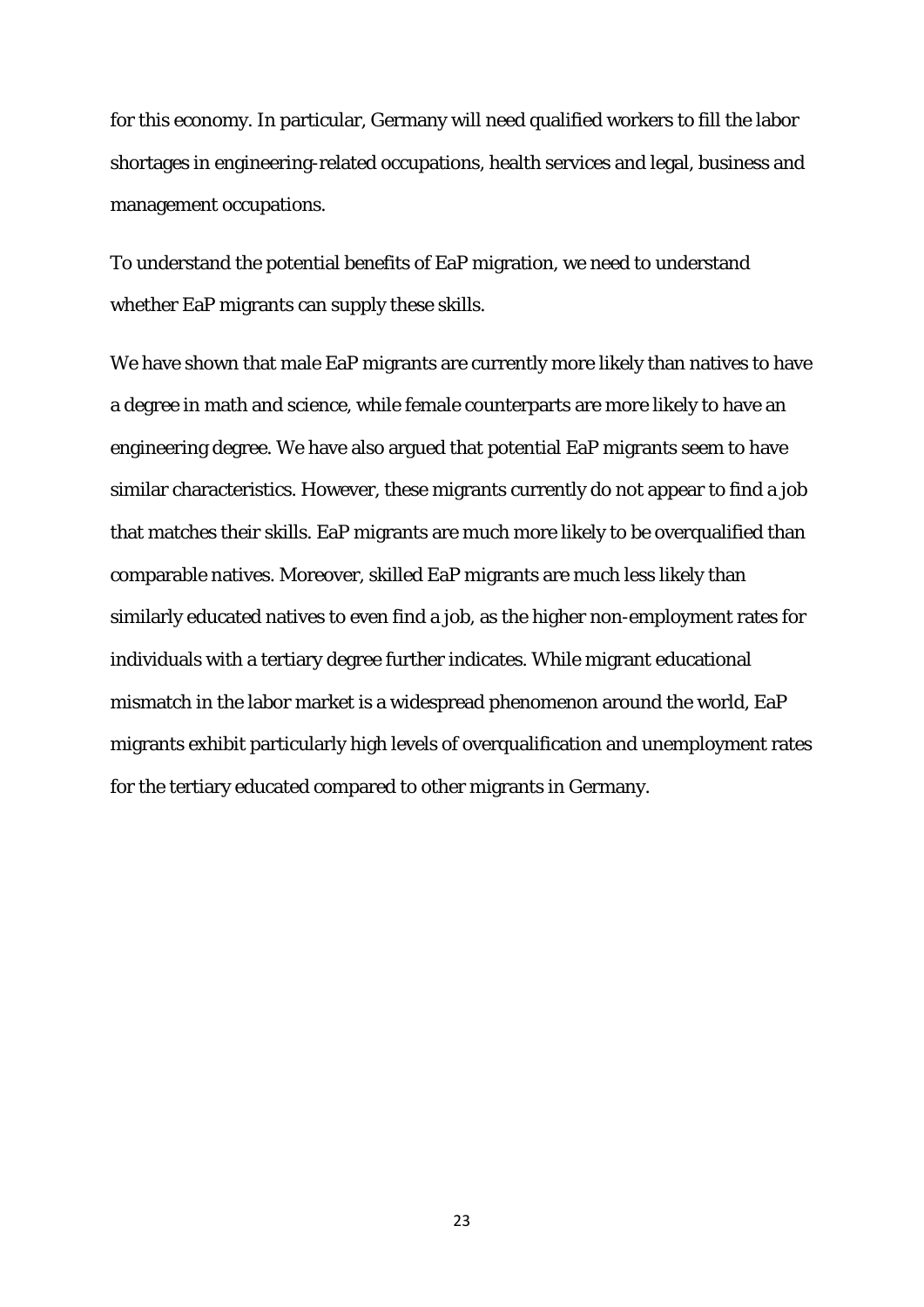for this economy. In particular, Germany will need qualified workers to fill the labor shortages in engineering-related occupations, health services and legal, business and management occupations.

To understand the potential benefits of EaP migration, we need to understand whether EaP migrants can supply these skills.

We have shown that male EaP migrants are currently more likely than natives to have a degree in math and science, while female counterparts are more likely to have an engineering degree. We have also argued that potential EaP migrants seem to have similar characteristics. However, these migrants currently do not appear to find a job that matches their skills. EaP migrants are much more likely to be overqualified than comparable natives. Moreover, skilled EaP migrants are much less likely than similarly educated natives to even find a job, as the higher non-employment rates for individuals with a tertiary degree further indicates. While migrant educational mismatch in the labor market is a widespread phenomenon around the world, EaP migrants exhibit particularly high levels of overqualification and unemployment rates for the tertiary educated compared to other migrants in Germany.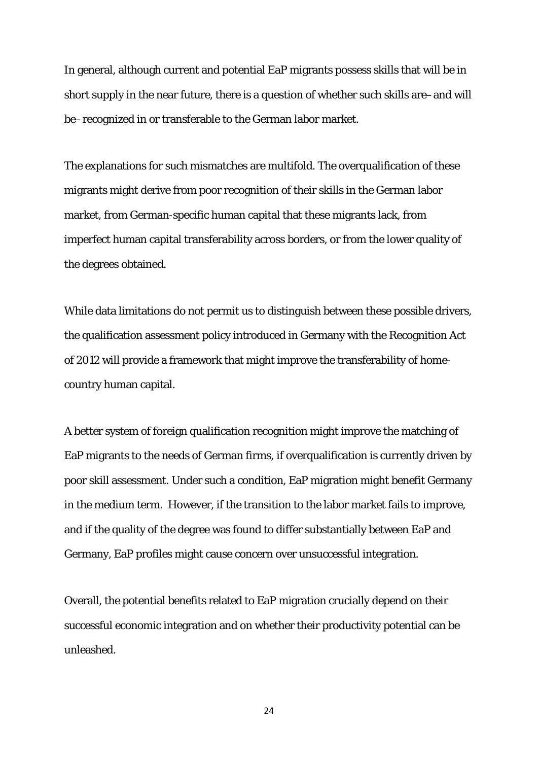In general, although current and potential EaP migrants possess skills that will be in short supply in the near future, there is a question of whether such skills are– and will be– recognized in or transferable to the German labor market.

The explanations for such mismatches are multifold. The overqualification of these migrants might derive from poor recognition of their skills in the German labor market, from German-specific human capital that these migrants lack, from imperfect human capital transferability across borders, or from the lower quality of the degrees obtained.

While data limitations do not permit us to distinguish between these possible drivers, the qualification assessment policy introduced in Germany with the Recognition Act of 2012 will provide a framework that might improve the transferability of home-country human capital.

A better system of foreign qualification recognition might improve the matching of EaP migrants to the needs of German firms, if overqualification is currently driven by poor skill assessment. Under such a condition, EaP migration might benefit Germany in the medium term. However, if the transition to the labor market fails to improve, and if the quality of the degree was found to differ substantially between EaP and Germany, EaP profiles might cause concern over unsuccessful integration.

Overall, the potential benefits related to EaP migration crucially depend on their successful economic integration and on whether their productivity potential can be unleashed.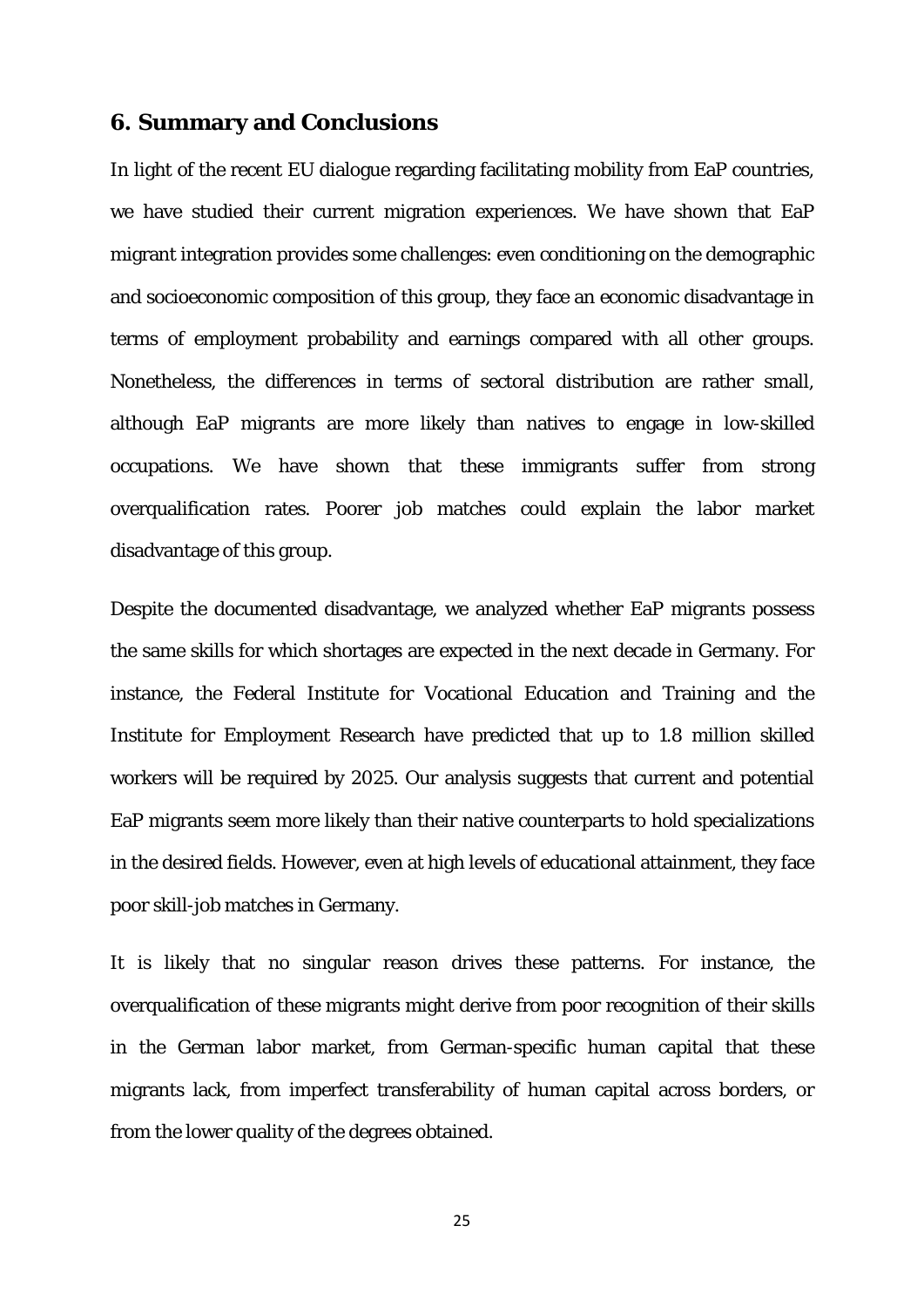## 6. Summary and Conclusions

In light of the recent EU dialogue regarding facilitating mobility from EaP countries, we have studied their current migration experiences. We have shown that EaP migrant integration provides some challenges: even conditioning on the demographic and socioeconomic composition of this group, they face an economic disadvantage in terms of employment probability and earnings compared with all other groups. Nonetheless, the differences in terms of sectoral distribution are rather small, although EaP migrants are more likely than natives to engage in low-skilled occupations. We have shown that these immigrants suffer from strong overqualification rates. Poorer job matches could explain the labor market disadvantage of this group.

Despite the documented disadvantage, we analyzed whether EaP migrants possess the same skills for which shortages are expected in the next decade in Germany. For instance, the Federal Institute for Vocational Education and Training and the Institute for Employment Research have predicted that up to 1.8 million skilled workers will be required by 2025. Our analysis suggests that current and potential EaP migrants seem more likely than their native counterparts to hold specializations in the desired fields. However, even at high levels of educational attainment, they face poor skill-job matches in Germany.

It is likely that no singular reason drives these patterns. For instance, the overqualification of these migrants might derive from poor recognition of their skills in the German labor market, from German-specific human capital that these migrants lack, from imperfect transferability of human capital across borders, or from the lower quality of the degrees obtained.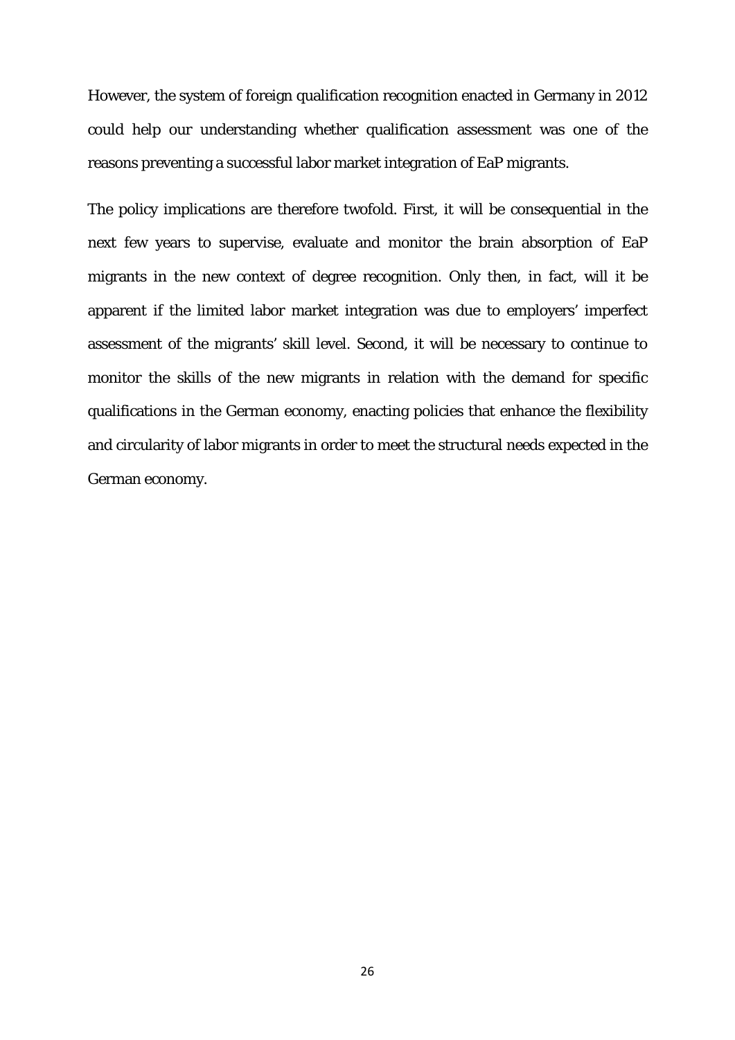However, the system of foreign qualification recognition enacted in Germany in 2012 could help our understanding whether qualification assessment was one of the reasons preventing a successful labor market integration of EaP migrants.

The policy implications are therefore twofold. First, it will be consequential in the next few years to supervise, evaluate and monitor the brain absorption of EaP migrants in the new context of degree recognition. Only then, in fact, will it be apparent if the limited labor market integration was due to employers' imperfect assessment of the migrants' skill level. Second, it will be necessary to continue to monitor the skills of the new migrants in relation with the demand for specific qualifications in the German economy, enacting policies that enhance the flexibility and circularity of labor migrants in order to meet the structural needs expected in the German economy.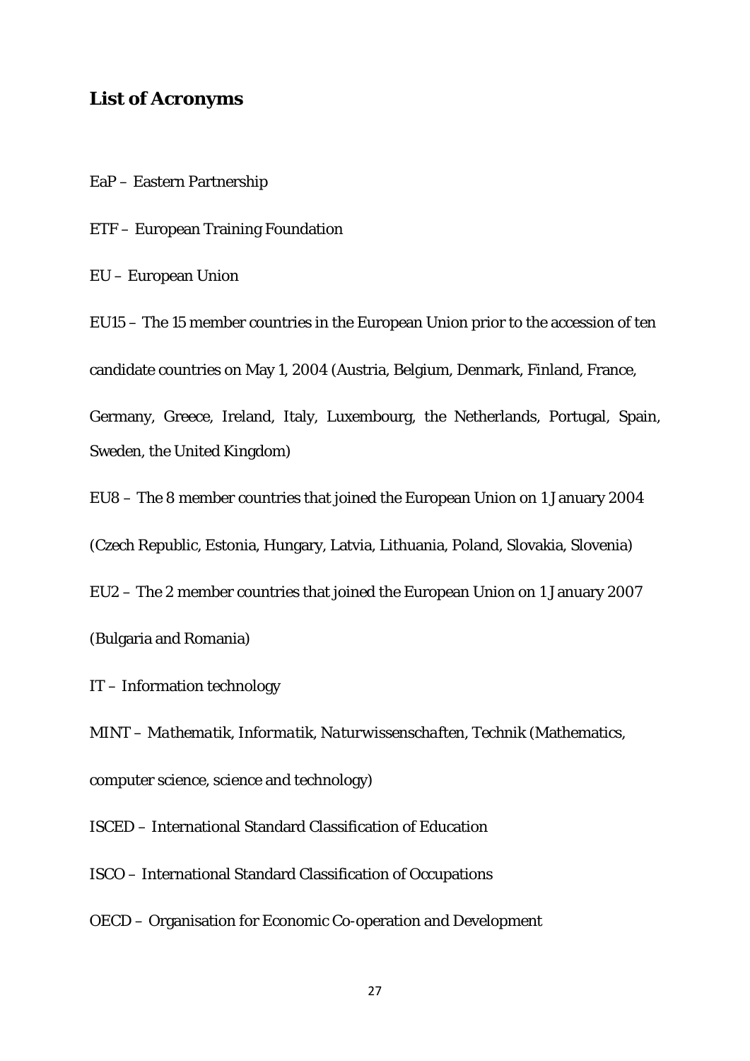## List of Acronyms

EaP – Eastern Partnership

ETF – European Training Foundation

EU – European Union

EU15 – The 15 member countries in the European Union prior to the accession of ten candidate countries on May 1, 2004 (Austria, Belgium, Denmark, Finland, France, Germany, Greece, Ireland, Italy, Luxembourg, the Netherlands, Portugal, Spain, Sweden, the United Kingdom)

EU8 – The 8 member countries that joined the European Union on 1 January 2004 (Czech Republic, Estonia, Hungary, Latvia, Lithuania, Poland, Slovakia, Slovenia)

EU2 – The 2 member countries that joined the European Union on 1 January 2007 (Bulgaria and Romania)

IT – Information technology

MINT – *Mathematik, Informatik, Naturwissenschaften, Technik* (Mathematics, computer science, science and technology)

ISCED – International Standard Classification of Education

ISCO – International Standard Classification of Occupations

OECD – Organisation for Economic Co-operation and Development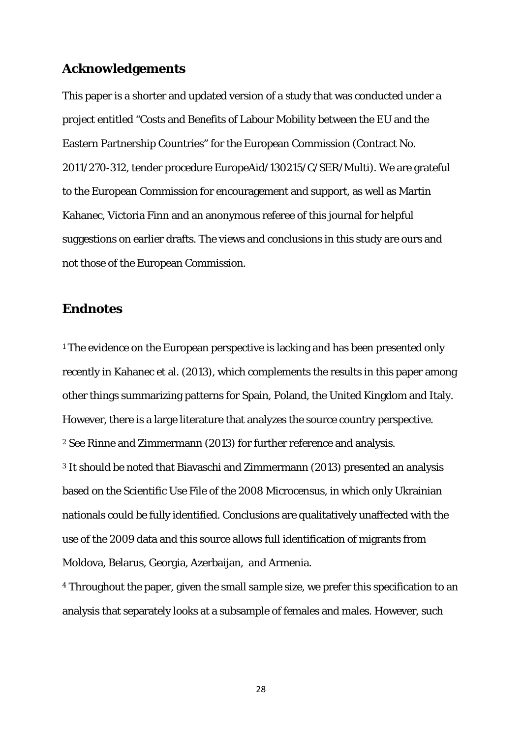## Acknowledgements

This paper is a shorter and updated version of a study that was conducted under a project entitled "Costs and Benefits of Labour Mobility between the EU and the Eastern Partnership Countries" for the European Commission (Contract No. 2011/270-312, tender procedure EuropeAid/130215/C/SER/Multi). We are grateful to the European Commission for encouragement and support, as well as Martin Kahanec, Victoria Finn and an anonymous referee of this journal for helpful suggestions on earlier drafts. The views and conclusions in this study are ours and not those of the European Commission.

## Endnotes

[1] The evidence on the European perspective is lacking and has been presented only recently in Kahanec et al. (2013), which complements the results in this paper among other things summarizing patterns for Spain, Poland, the United Kingdom and Italy. However, there is a large literature that analyzes the source country perspective.

[2] See Rinne and Zimmermann (2013) for further reference and analysis.

[3] It should be noted that Biavaschi and Zimmermann (2013) presented an analysis based on the Scientific Use File of the 2008 Microcensus, in which only Ukrainian nationals could be fully identified. Conclusions are qualitatively unaffected with the use of the 2009 data and this source allows full identification of migrants from Moldova, Belarus, Georgia, Azerbaijan, and Armenia.

[4] Throughout the paper, given the small sample size, we prefer this specification to an analysis that separately looks at a subsample of females and males. However, such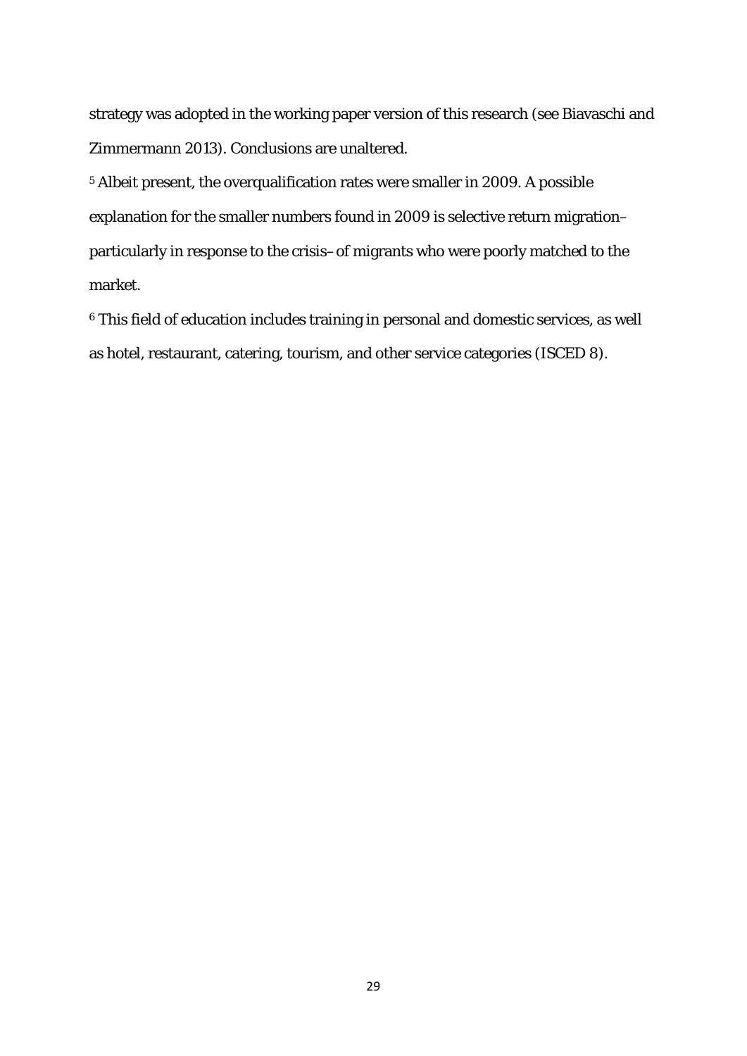strategy was adopted in the working paper version of this research (see Biavaschi and Zimmermann 2013). Conclusions are unaltered.

[5] Albeit present, the overqualification rates were smaller in 2009. A possible explanation for the smaller numbers found in 2009 is selective return migration–particularly in response to the crisis–of migrants who were poorly matched to the market.

[6] This field of education includes training in personal and domestic services, as well as hotel, restaurant, catering, tourism, and other service categories (ISCED 8).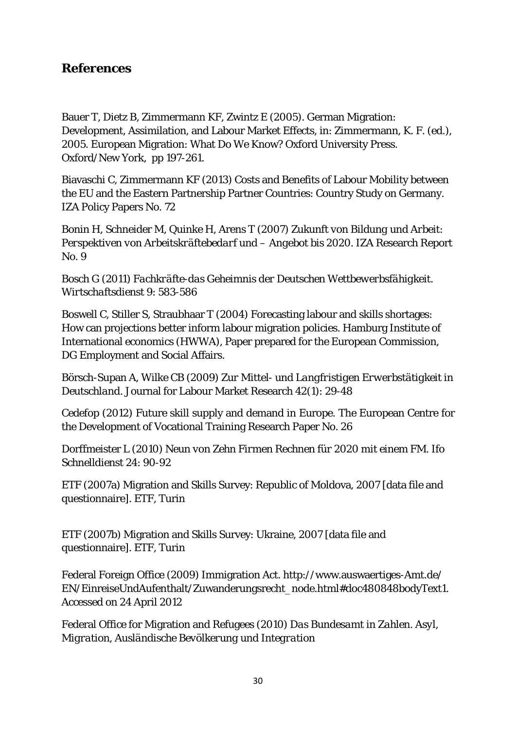## References

Bauer T, Dietz B, Zimmermann KF, Zwintz E (2005). German Migration: Development, Assimilation, and Labour Market Effects, in: Zimmermann, K. F. (ed.), 2005. European Migration: What Do We Know? Oxford University Press. Oxford/New York, pp 197-261.

Biavaschi C, Zimmermann KF (2013) Costs and Benefits of Labour Mobility between the EU and the Eastern Partnership Partner Countries: Country Study on Germany. IZA Policy Papers No. 72

Bonin H, Schneider M, Quinke H, Arens T (2007) Zukunft von Bildung und Arbeit: Perspektiven von Arbeitskräftebedarf und – Angebot bis 2020. IZA Research Report No. 9

Bosch G (2011) *Fachkräfte-das Geheimnis der Deutschen Wettbewerbsfähigkeit. Wirtschaftsdienst* 9: 583-586

Boswell C, Stiller S, Straubhaar T (2004) Forecasting labour and skills shortages: How can projections better inform labour migration policies. Hamburg Institute of International economics (HWWA), Paper prepared for the European Commission, DG Employment and Social Affairs.

Börsch-Supan A, Wilke CB (2009) *Zur Mittel- und Langfristigen Erwerbstätigkeit in Deutschland*. Journal for Labour Market Research 42(1): 29-48

Cedefop (2012) Future skill supply and demand in Europe. The European Centre for the Development of Vocational Training Research Paper No. 26

Dorffmeister L (2010) Neun von Zehn Firmen Rechnen für 2020 mit einem FM. Ifo Schnelldienst 24: 90-92

ETF (2007a) Migration and Skills Survey: Republic of Moldova, 2007 [data file and questionnaire]. ETF, Turin

ETF (2007b) Migration and Skills Survey: Ukraine, 2007 [data file and questionnaire]. ETF, Turin

Federal Foreign Office (2009) Immigration Act. http://www.auswaertiges-Amt.de/EN/EinreiseUndAufenthalt/Zuwanderungsrecht_node.html#doc480848bodyText1. Accessed on 24 April 2012

Federal Office for Migration and Refugees (2010) *Das Bundesamt in Zahlen. Asyl, Migration, Ausländische Bevölkerung und Integration*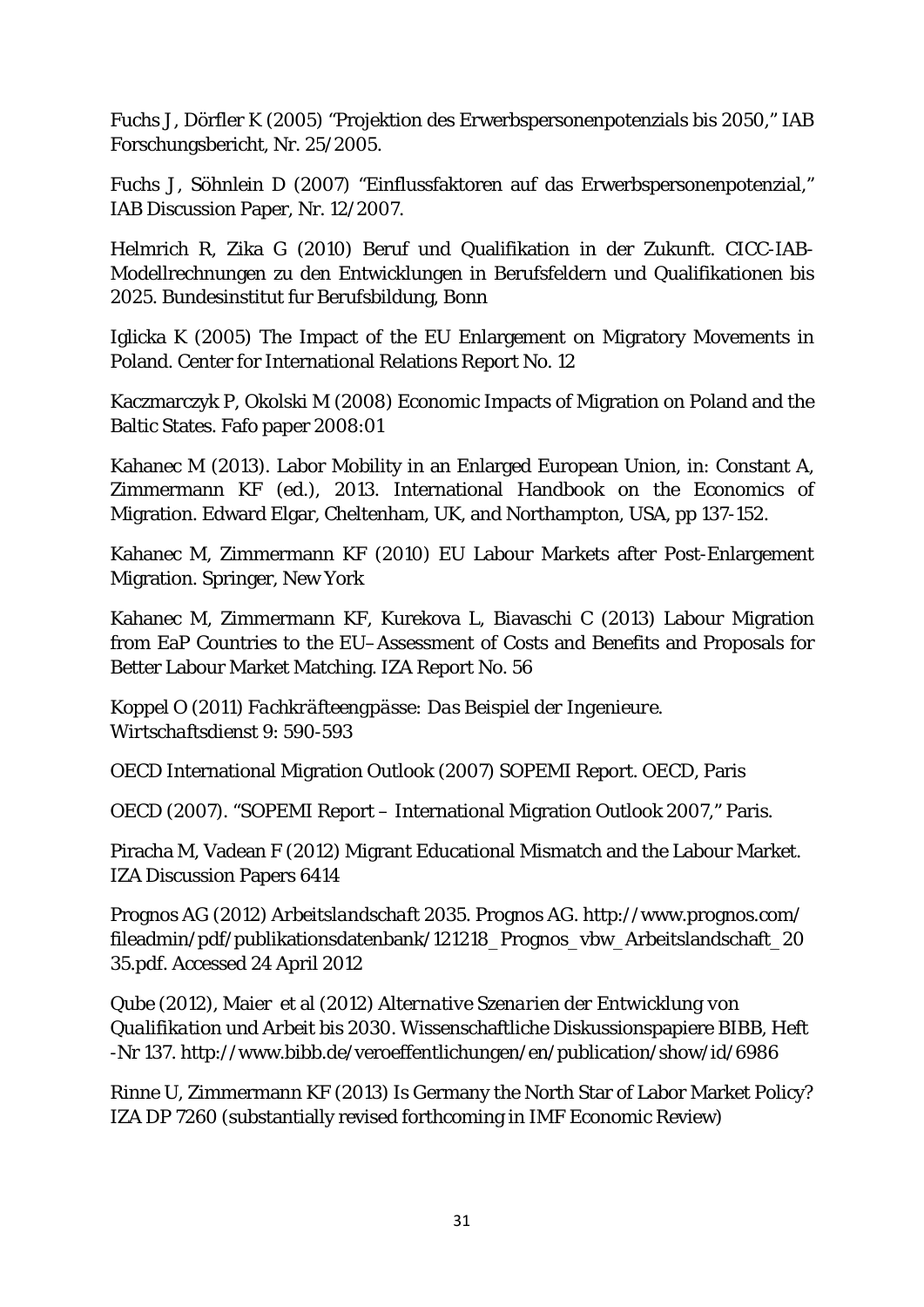Fuchs J, Dörfler K (2005) "Projektion des Erwerbspersonenpotenzials bis 2050," IAB Forschungsbericht, Nr. 25/2005.

Fuchs J, Söhnlein D (2007) "Einflussfaktoren auf das Erwerbspersonenpotenzial," IAB Discussion Paper, Nr. 12/2007.

Helmrich R, Zika G (2010) Beruf und Qualifikation in der Zukunft. CICC-IAB-Modellrechnungen zu den Entwicklungen in Berufsfeldern und Qualifikationen bis 2025. Bundesinstitut fur Berufsbildung, Bonn

Iglicka K (2005) The Impact of the EU Enlargement on Migratory Movements in Poland. Center for International Relations Report No. 12

Kaczmarczyk P, Okolski M (2008) Economic Impacts of Migration on Poland and the Baltic States. Fafo paper 2008:01

Kahanec M (2013). Labor Mobility in an Enlarged European Union, in: Constant A, Zimmermann KF (ed.), 2013. International Handbook on the Economics of Migration. Edward Elgar, Cheltenham, UK, and Northampton, USA, pp 137-152.

Kahanec M, Zimmermann KF (2010) EU Labour Markets after Post-Enlargement Migration. Springer, New York

Kahanec M, Zimmermann KF, Kurekova L, Biavaschi C (2013) Labour Migration from EaP Countries to the EU–Assessment of Costs and Benefits and Proposals for Better Labour Market Matching. IZA Report No. 56

Koppel O (2011) *Fachkräfteengpässe: Das Beispiel der Ingenieure. Wirtschaftsdienst* 9: 590-593

OECD International Migration Outlook (2007) SOPEMI Report. OECD, Paris

OECD (2007). "SOPEMI Report – International Migration Outlook 2007," Paris.

Piracha M, Vadean F (2012) Migrant Educational Mismatch and the Labour Market. IZA Discussion Papers 6414

Prognos AG (2012) *Arbeitslandschaft 2035*. Prognos AG. http://www.prognos.com/fileadmin/pdf/publikationsdatenbank/121218_Prognos_vbw_Arbeitslandschaft_2035.pdf. Accessed 24 April 2012

Qube (2012), Maier et al (2012) *Alternative Szenarien der Entwicklung von Qualifikation und Arbeit bis 2030*. Wissenschaftliche Diskussionspapiere BIBB, Heft -Nr 137. http://www.bibb.de/veroeffentlichungen/en/publication/show/id/6986

Rinne U, Zimmermann KF (2013) Is Germany the North Star of Labor Market Policy? IZA DP 7260 (substantially revised forthcoming in IMF Economic Review)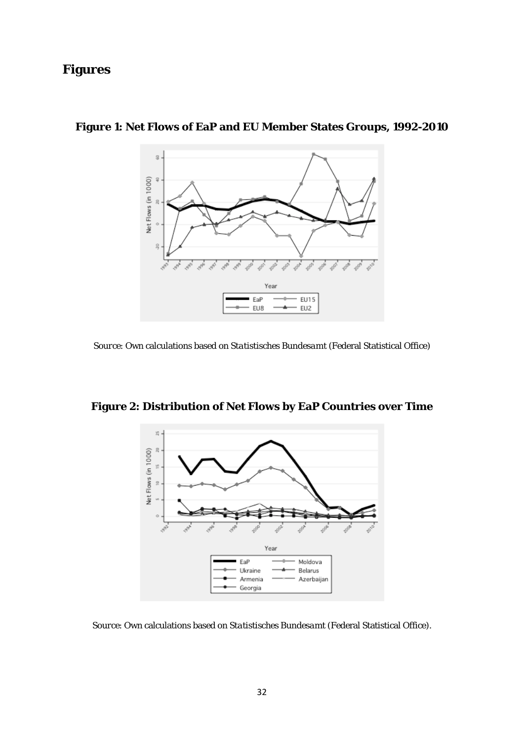# Figures

**Figure 1: Net Flows of EaP and EU Member States Groups, 1992-2010**

*Source:* Own calculations based on *Statistisches Bundesamt* (Federal Statistical Office)

**Figure 2: Distribution of Net Flows by EaP Countries over Time**

*Source:* Own calculations based on *Statistisches Bundesamt* (Federal Statistical Office).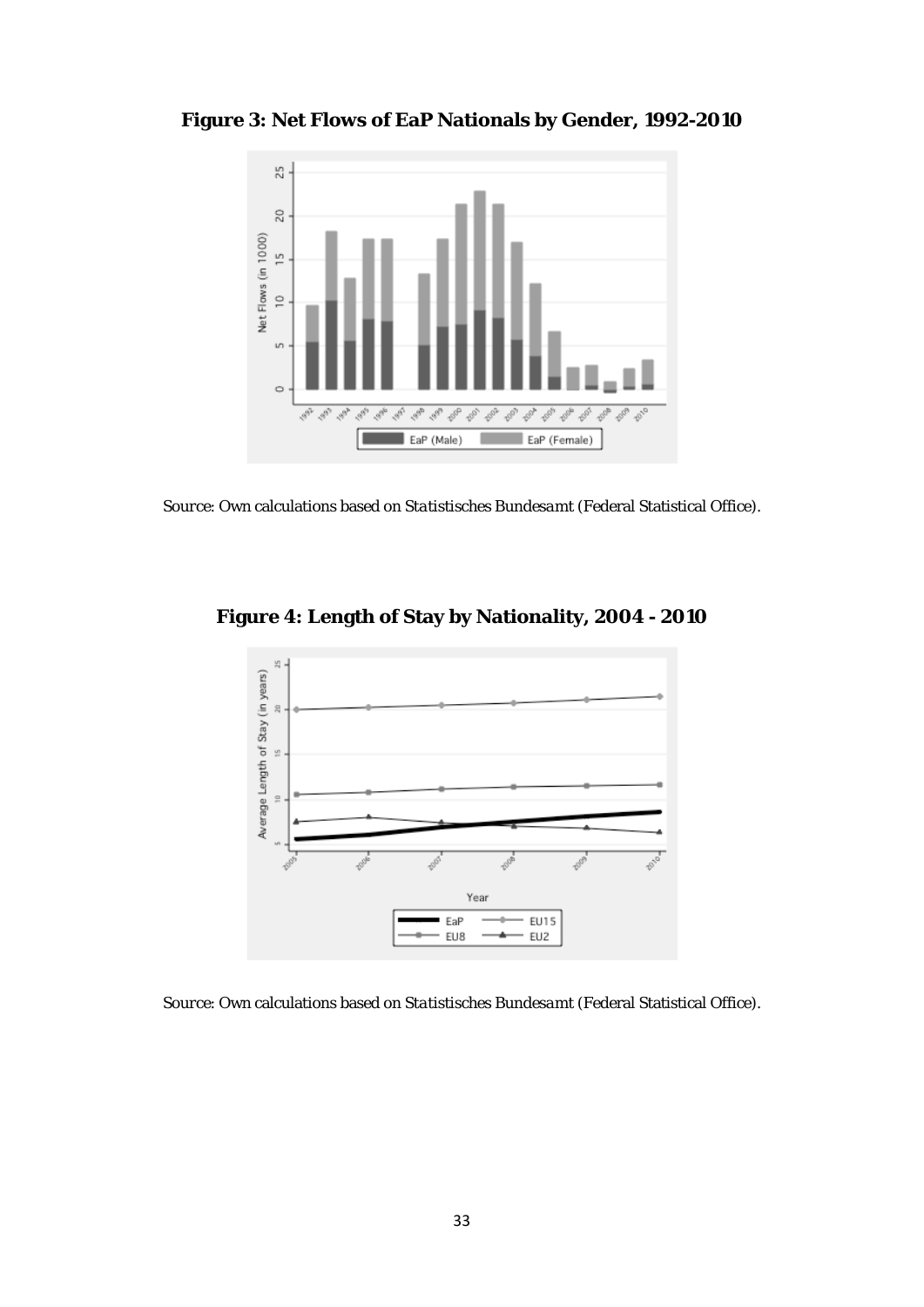**Figure 3: Net Flows of EaP Nationals by Gender, 1992-2010**

*Source*: Own calculations based on *Statistisches Bundesamt* (Federal Statistical Office).

**Figure 4: Length of Stay by Nationality, 2004 - 2010**

*Source*: Own calculations based on *Statistisches Bundesamt* (Federal Statistical Office).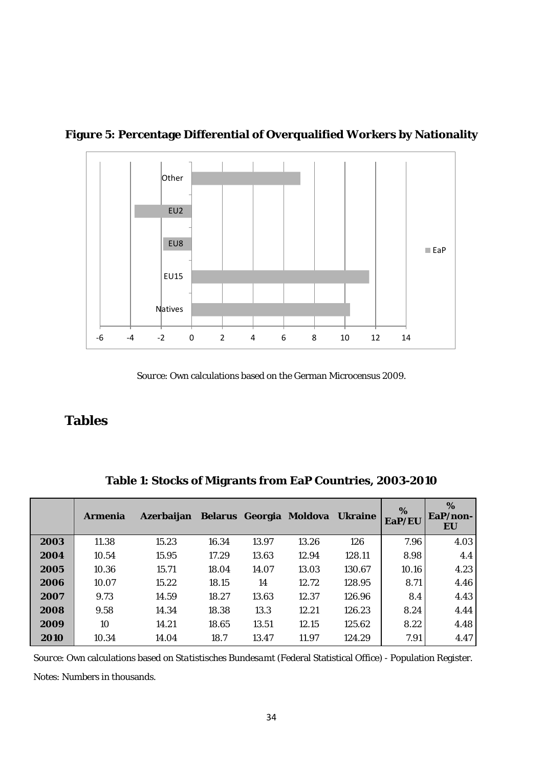**Figure 5: Percentage Differential of Overqualified Workers by Nationality**

Source: Own calculations based on the German Microcensus 2009.

## Tables

**Table 1: Stocks of Migrants from EaP Countries, 2003-2010**

| | Armenia | Azerbaijan | Belarus | Georgia | Moldova | Ukraine | % EaP/EU | % EaP/non-EU |
|---|---|---|---|---|---|---|---|---|
| **2003** | 11.38 | 15.23 | 16.34 | 13.97 | 13.26 | 126 | 7.96 | 4.03 |
| **2004** | 10.54 | 15.95 | 17.29 | 13.63 | 12.94 | 128.11 | 8.98 | 4.4 |
| **2005** | 10.36 | 15.71 | 18.04 | 14.07 | 13.03 | 130.67 | 10.16 | 4.23 |
| **2006** | 10.07 | 15.22 | 18.15 | 14 | 12.72 | 128.95 | 8.71 | 4.46 |
| **2007** | 9.73 | 14.59 | 18.27 | 13.63 | 12.37 | 126.96 | 8.4 | 4.43 |
| **2008** | 9.58 | 14.34 | 18.38 | 13.3 | 12.21 | 126.23 | 8.24 | 4.44 |
| **2009** | 10 | 14.21 | 18.65 | 13.51 | 12.15 | 125.62 | 8.22 | 4.48 |
| **2010** | 10.34 | 14.04 | 18.7 | 13.47 | 11.97 | 124.29 | 7.91 | 4.47 |

Source: Own calculations based on *Statistisches Bundesamt* (Federal Statistical Office) - Population Register.

Notes: Numbers in thousands.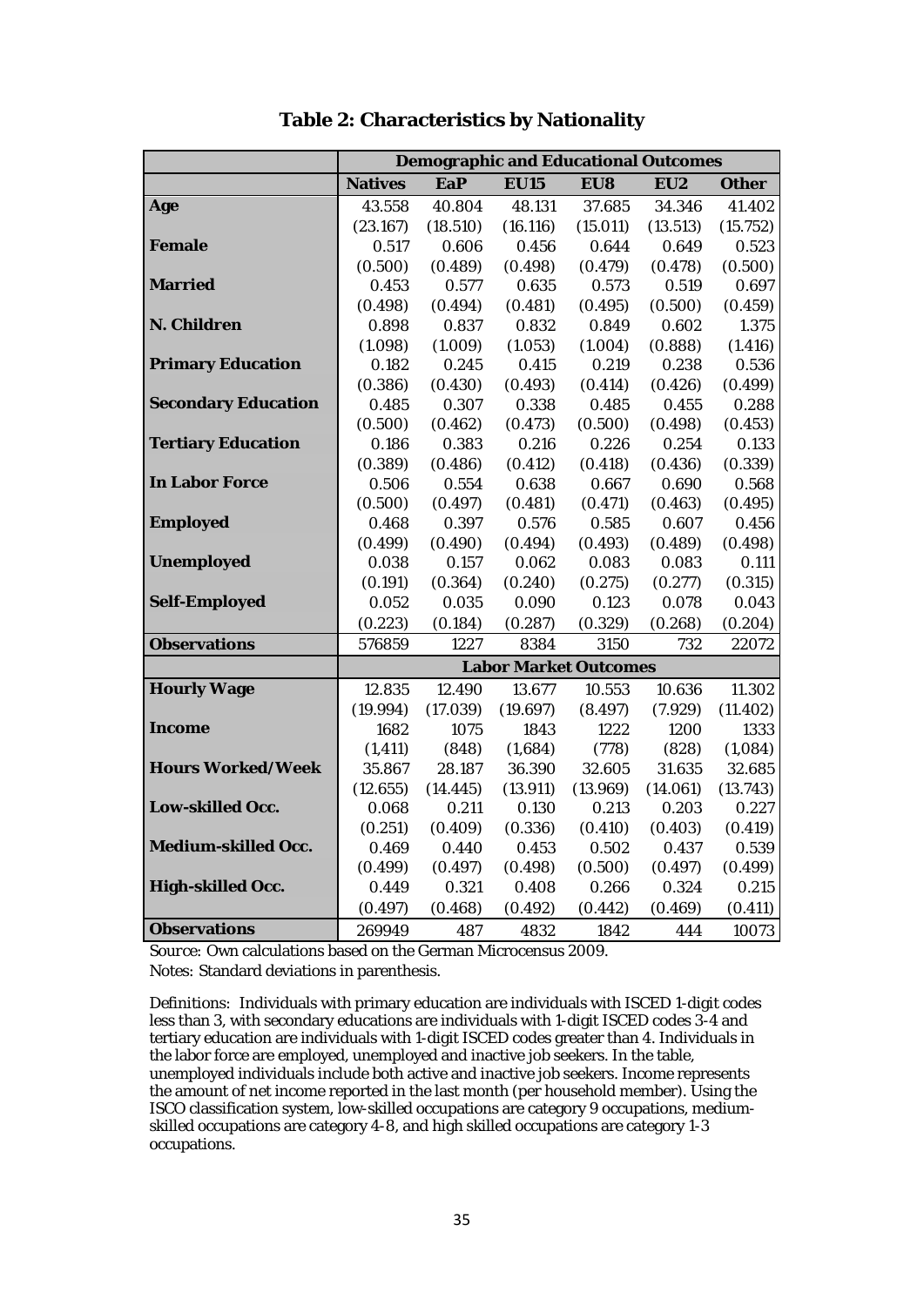# Table 2: Characteristics by Nationality

| | Demographic and Educational Outcomes | | | | | |
|---|---|---|---|---|---|---|
| | **Natives** | **EaP** | **EU15** | **EU8** | **EU2** | **Other** |
| **Age** | 43.558 | 40.804 | 48.131 | 37.685 | 34.346 | 41.402 |
| | (23.167) | (18.510) | (16.116) | (15.011) | (13.513) | (15.752) |
| **Female** | 0.517 | 0.606 | 0.456 | 0.644 | 0.649 | 0.523 |
| | (0.500) | (0.489) | (0.498) | (0.479) | (0.478) | (0.500) |
| **Married** | 0.453 | 0.577 | 0.635 | 0.573 | 0.519 | 0.697 |
| | (0.498) | (0.494) | (0.481) | (0.495) | (0.500) | (0.459) |
| **N. Children** | 0.898 | 0.837 | 0.832 | 0.849 | 0.602 | 1.375 |
| | (1.098) | (1.009) | (1.053) | (1.004) | (0.888) | (1.416) |
| **Primary Education** | 0.182 | 0.245 | 0.415 | 0.219 | 0.238 | 0.536 |
| | (0.386) | (0.430) | (0.493) | (0.414) | (0.426) | (0.499) |
| **Secondary Education** | 0.485 | 0.307 | 0.338 | 0.485 | 0.455 | 0.288 |
| | (0.500) | (0.462) | (0.473) | (0.500) | (0.498) | (0.453) |
| **Tertiary Education** | 0.186 | 0.383 | 0.216 | 0.226 | 0.254 | 0.133 |
| | (0.389) | (0.486) | (0.412) | (0.418) | (0.436) | (0.339) |
| **In Labor Force** | 0.506 | 0.554 | 0.638 | 0.667 | 0.690 | 0.568 |
| | (0.500) | (0.497) | (0.481) | (0.471) | (0.463) | (0.495) |
| **Employed** | 0.468 | 0.397 | 0.576 | 0.585 | 0.607 | 0.456 |
| | (0.499) | (0.490) | (0.494) | (0.493) | (0.489) | (0.498) |
| **Unemployed** | 0.038 | 0.157 | 0.062 | 0.083 | 0.083 | 0.111 |
| | (0.191) | (0.364) | (0.240) | (0.275) | (0.277) | (0.315) |
| **Self-Employed** | 0.052 | 0.035 | 0.090 | 0.123 | 0.078 | 0.043 |
| | (0.223) | (0.184) | (0.287) | (0.329) | (0.268) | (0.204) |
| **Observations** | 576859 | 1227 | 8384 | 3150 | 732 | 22072 |
| | **Labor Market Outcomes** | | | | | |
| **Hourly Wage** | 12.835 | 12.490 | 13.677 | 10.553 | 10.636 | 11.302 |
| | (19.994) | (17.039) | (19.697) | (8.497) | (7.929) | (11.402) |
| **Income** | 1682 | 1075 | 1843 | 1222 | 1200 | 1333 |
| | (1,411) | (848) | (1,684) | (778) | (828) | (1,084) |
| **Hours Worked/Week** | 35.867 | 28.187 | 36.390 | 32.605 | 31.635 | 32.685 |
| | (12.655) | (14.445) | (13.911) | (13.969) | (14.061) | (13.743) |
| **Low-skilled Occ.** | 0.068 | 0.211 | 0.130 | 0.213 | 0.203 | 0.227 |
| | (0.251) | (0.409) | (0.336) | (0.410) | (0.403) | (0.419) |
| **Medium-skilled Occ.** | 0.469 | 0.440 | 0.453 | 0.502 | 0.437 | 0.539 |
| | (0.499) | (0.497) | (0.498) | (0.500) | (0.497) | (0.499) |
| **High-skilled Occ.** | 0.449 | 0.321 | 0.408 | 0.266 | 0.324 | 0.215 |
| | (0.497) | (0.468) | (0.492) | (0.442) | (0.469) | (0.411) |
| **Observations** | 269949 | 487 | 4832 | 1842 | 444 | 10073 |

Source: Own calculations based on the German Microcensus 2009.

Notes: Standard deviations in parenthesis.

Definitions: Individuals with primary education are individuals with ISCED 1-digit codes less than 3, with secondary educations are individuals with 1-digit ISCED codes 3-4 and tertiary education are individuals with 1-digit ISCED codes greater than 4. Individuals in the labor force are employed, unemployed and inactive job seekers. In the table, unemployed individuals include both active and inactive job seekers. Income represents the amount of net income reported in the last month (per household member). Using the ISCO classification system, low-skilled occupations are category 9 occupations, medium-skilled occupations are category 4-8, and high skilled occupations are category 1-3 occupations.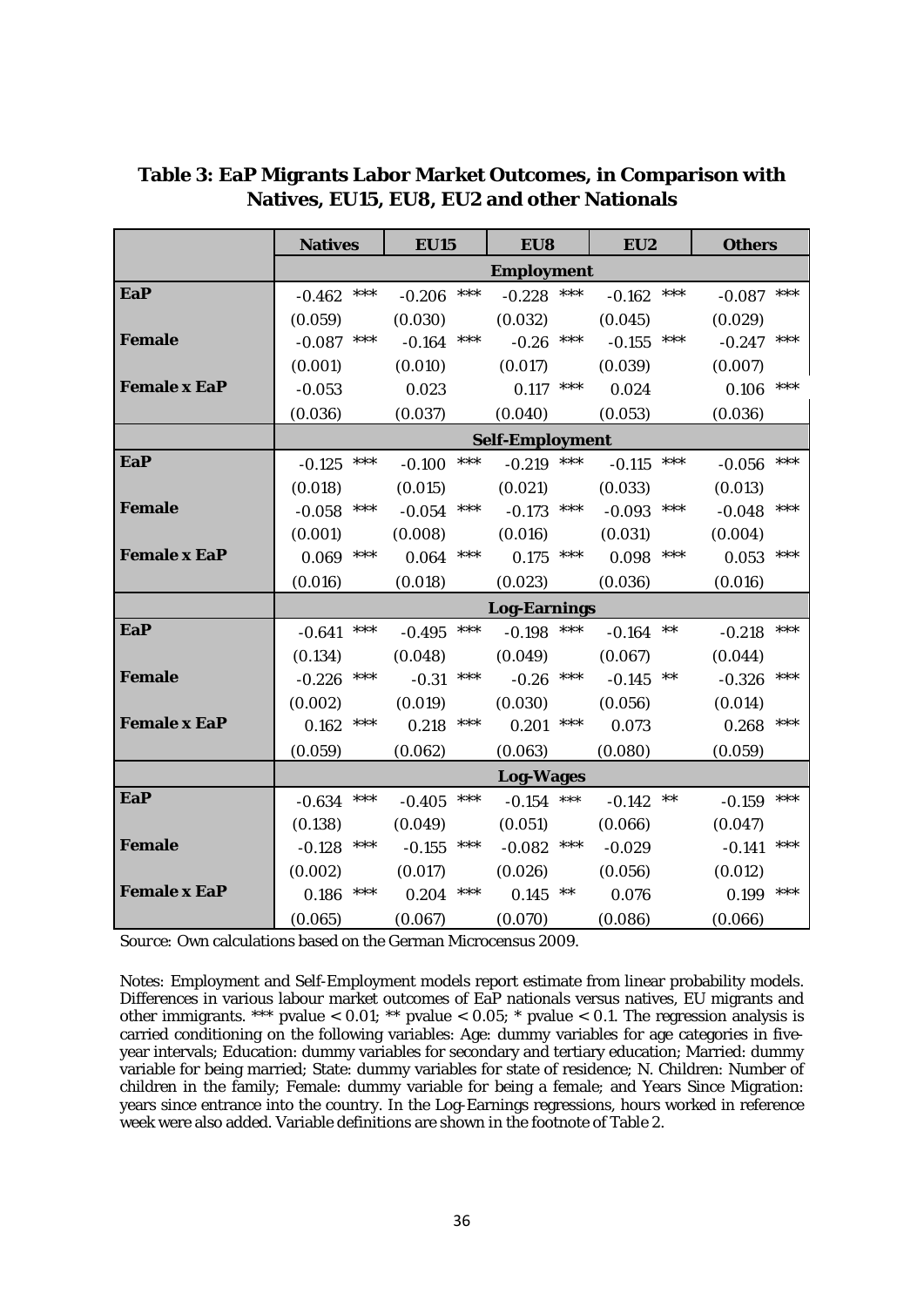**Table 3: EaP Migrants Labor Market Outcomes, in Comparison with Natives, EU15, EU8, EU2 and other Nationals**

| | Natives | EU15 | EU8 | EU2 | Others |
|---|---|---|---|---|---|
| | **Employment** | | | | |
| **EaP** | -0.462 *** | -0.206 *** | -0.228 *** | -0.162 *** | -0.087 *** |
| | (0.059) | (0.030) | (0.032) | (0.045) | (0.029) |
| **Female** | -0.087 *** | -0.164 *** | -0.26 *** | -0.155 *** | -0.247 *** |
| | (0.001) | (0.010) | (0.017) | (0.039) | (0.007) |
| **Female x EaP** | -0.053 | 0.023 | 0.117 *** | 0.024 | 0.106 *** |
| | (0.036) | (0.037) | (0.040) | (0.053) | (0.036) |
| | **Self-Employment** | | | | |
| **EaP** | -0.125 *** | -0.100 *** | -0.219 *** | -0.115 *** | -0.056 *** |
| | (0.018) | (0.015) | (0.021) | (0.033) | (0.013) |
| **Female** | -0.058 *** | -0.054 *** | -0.173 *** | -0.093 *** | -0.048 *** |
| | (0.001) | (0.008) | (0.016) | (0.031) | (0.004) |
| **Female x EaP** | 0.069 *** | 0.064 *** | 0.175 *** | 0.098 *** | 0.053 *** |
| | (0.016) | (0.018) | (0.023) | (0.036) | (0.016) |
| | **Log-Earnings** | | | | |
| **EaP** | -0.641 *** | -0.495 *** | -0.198 *** | -0.164 ** | -0.218 *** |
| | (0.134) | (0.048) | (0.049) | (0.067) | (0.044) |
| **Female** | -0.226 *** | -0.31 *** | -0.26 *** | -0.145 ** | -0.326 *** |
| | (0.002) | (0.019) | (0.030) | (0.056) | (0.014) |
| **Female x EaP** | 0.162 *** | 0.218 *** | 0.201 *** | 0.073 | 0.268 *** |
| | (0.059) | (0.062) | (0.063) | (0.080) | (0.059) |
| | **Log-Wages** | | | | |
| **EaP** | -0.634 *** | -0.405 *** | -0.154 *** | -0.142 ** | -0.159 *** |
| | (0.138) | (0.049) | (0.051) | (0.066) | (0.047) |
| **Female** | -0.128 *** | -0.155 *** | -0.082 *** | -0.029 | -0.141 *** |
| | (0.002) | (0.017) | (0.026) | (0.056) | (0.012) |
| **Female x EaP** | 0.186 *** | 0.204 *** | 0.145 ** | 0.076 | 0.199 *** |
| | (0.065) | (0.067) | (0.070) | (0.086) | (0.066) |

*Source:* Own calculations based on the German Microcensus 2009.

Notes: Employment and Self-Employment models report estimate from linear probability models. Differences in various labour market outcomes of EaP nationals versus natives, EU migrants and other immigrants. *** pvalue < 0.01; ** pvalue < 0.05; * pvalue < 0.1. The regression analysis is carried conditioning on the following variables: Age: dummy variables for age categories in five-year intervals; Education: dummy variables for secondary and tertiary education; Married: dummy variable for being married; State: dummy variables for state of residence; N. Children: Number of children in the family; Female: dummy variable for being a female; and Years Since Migration: years since entrance into the country. In the Log-Earnings regressions, hours worked in reference week were also added. Variable definitions are shown in the footnote of Table 2.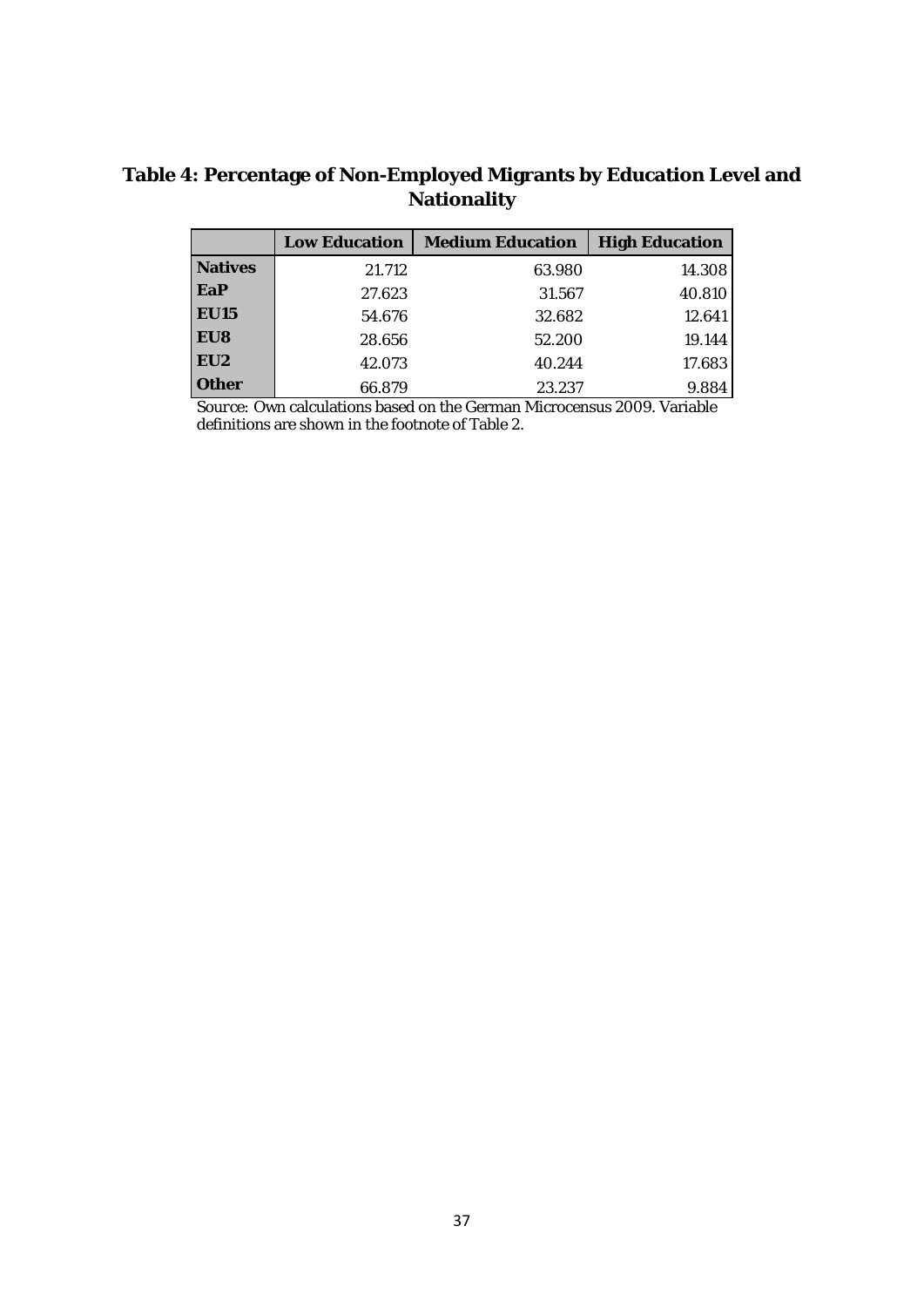## Table 4: Percentage of Non-Employed Migrants by Education Level and Nationality

| | Low Education | Medium Education | High Education |
|---|---|---|---|
| **Natives** | 21.712 | 63.980 | 14.308 |
| **EaP** | 27.623 | 31.567 | 40.810 |
| **EU15** | 54.676 | 32.682 | 12.641 |
| **EU8** | 28.656 | 52.200 | 19.144 |
| **EU2** | 42.073 | 40.244 | 17.683 |
| **Other** | 66.879 | 23.237 | 9.884 |

Source: Own calculations based on the German Microcensus 2009. Variable definitions are shown in the footnote of Table 2.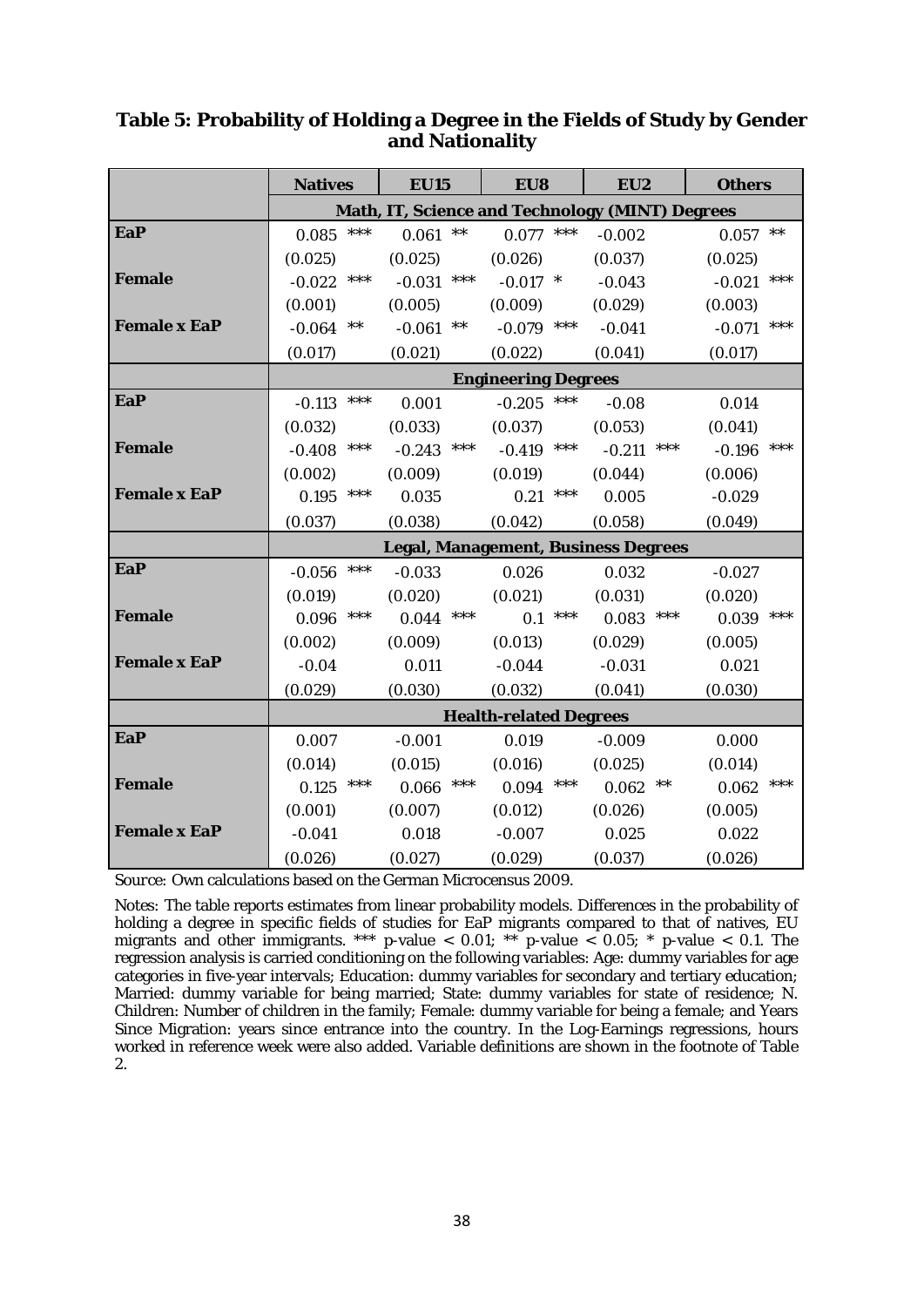**Table 5: Probability of Holding a Degree in the Fields of Study by Gender and Nationality**

| | Natives | | EU15 | | EU8 | | EU2 | | Others | |
|---|---|---|---|---|---|---|---|---|---|---|
| | **Math, IT, Science and Technology (MINT) Degrees** | | | | | | | | | |
| **EaP** | 0.085 | *** | 0.061 | ** | 0.077 | *** | -0.002 | | 0.057 | ** |
| | (0.025) | | (0.025) | | (0.026) | | (0.037) | | (0.025) | |
| **Female** | -0.022 | *** | -0.031 | *** | -0.017 | * | -0.043 | | -0.021 | *** |
| | (0.001) | | (0.005) | | (0.009) | | (0.029) | | (0.003) | |
| **Female x EaP** | -0.064 | ** | -0.061 | ** | -0.079 | *** | -0.041 | | -0.071 | *** |
| | (0.017) | | (0.021) | | (0.022) | | (0.041) | | (0.017) | |
| | **Engineering Degrees** | | | | | | | | | |
| **EaP** | -0.113 | *** | 0.001 | | -0.205 | *** | -0.08 | | 0.014 | |
| | (0.032) | | (0.033) | | (0.037) | | (0.053) | | (0.041) | |
| **Female** | -0.408 | *** | -0.243 | *** | -0.419 | *** | -0.211 | *** | -0.196 | *** |
| | (0.002) | | (0.009) | | (0.019) | | (0.044) | | (0.006) | |
| **Female x EaP** | 0.195 | *** | 0.035 | | 0.21 | *** | 0.005 | | -0.029 | |
| | (0.037) | | (0.038) | | (0.042) | | (0.058) | | (0.049) | |
| | **Legal, Management, Business Degrees** | | | | | | | | | |
| **EaP** | -0.056 | *** | -0.033 | | 0.026 | | 0.032 | | -0.027 | |
| | (0.019) | | (0.020) | | (0.021) | | (0.031) | | (0.020) | |
| **Female** | 0.096 | *** | 0.044 | *** | 0.1 | *** | 0.083 | *** | 0.039 | *** |
| | (0.002) | | (0.009) | | (0.013) | | (0.029) | | (0.005) | |
| **Female x EaP** | -0.04 | | 0.011 | | -0.044 | | -0.031 | | 0.021 | |
| | (0.029) | | (0.030) | | (0.032) | | (0.041) | | (0.030) | |
| | **Health-related Degrees** | | | | | | | | | |
| **EaP** | 0.007 | | -0.001 | | 0.019 | | -0.009 | | 0.000 | |
| | (0.014) | | (0.015) | | (0.016) | | (0.025) | | (0.014) | |
| **Female** | 0.125 | *** | 0.066 | *** | 0.094 | *** | 0.062 | ** | 0.062 | *** |
| | (0.001) | | (0.007) | | (0.012) | | (0.026) | | (0.005) | |
| **Female x EaP** | -0.041 | | 0.018 | | -0.007 | | 0.025 | | 0.022 | |
| | (0.026) | | (0.027) | | (0.029) | | (0.037) | | (0.026) | |

Source: Own calculations based on the German Microcensus 2009.

Notes: The table reports estimates from linear probability models. Differences in the probability of holding a degree in specific fields of studies for EaP migrants compared to that of natives, EU migrants and other immigrants. *** p-value < 0.01; ** p-value < 0.05; * p-value < 0.1. The regression analysis is carried conditioning on the following variables: Age: dummy variables for age categories in five-year intervals; Education: dummy variables for secondary and tertiary education; Married: dummy variable for being married; State: dummy variables for state of residence; N. Children: Number of children in the family; Female: dummy variable for being a female; and Years Since Migration: years since entrance into the country. In the Log-Earnings regressions, hours worked in reference week were also added. Variable definitions are shown in the footnote of Table 2.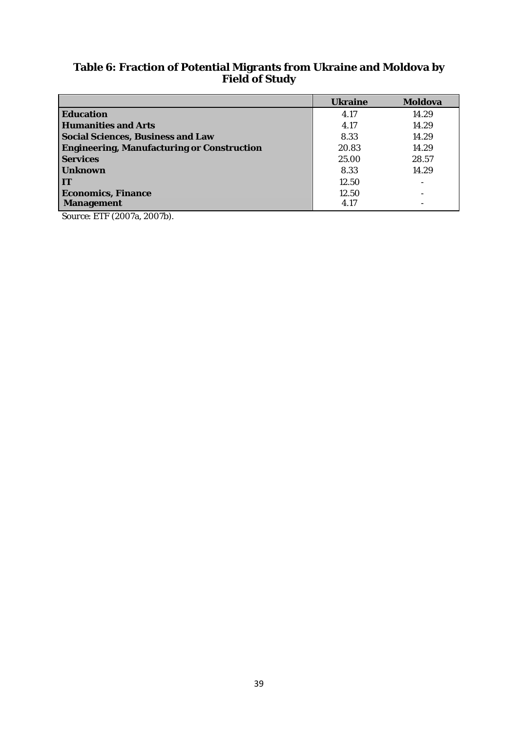**Table 6: Fraction of Potential Migrants from Ukraine and Moldova by Field of Study**

| | Ukraine | Moldova |
|---|---|---|
| **Education** | 4.17 | 14.29 |
| **Humanities and Arts** | 4.17 | 14.29 |
| **Social Sciences, Business and Law** | 8.33 | 14.29 |
| **Engineering, Manufacturing or Construction** | 20.83 | 14.29 |
| **Services** | 25.00 | 28.57 |
| **Unknown** | 8.33 | 14.29 |
| **IT** | 12.50 | - |
| **Economics, Finance** | 12.50 | - |
| **Management** | 4.17 | - |

Source: ETF (2007a, 2007b).